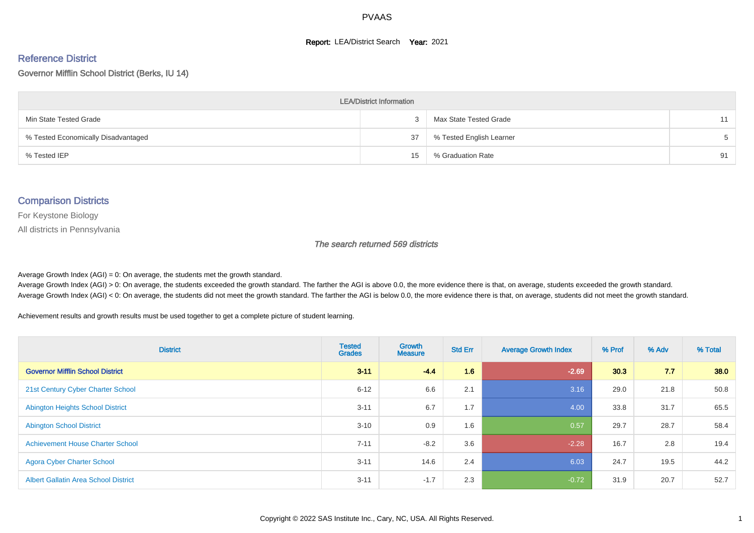# PVAAS

**Report:** LEA/District Search **Year:** 2021

## Reference District

Governor Mifflin School District (Berks, IU 14)

| LEA/District Information | | | |
|---|---|---|---|
| Min State Tested Grade | 3 | Max State Tested Grade | 11 |
| % Tested Economically Disadvantaged | 37 | % Tested English Learner | 5 |
| % Tested IEP | 15 | % Graduation Rate | 91 |

## Comparison Districts

For Keystone Biology

All districts in Pennsylvania

*The search returned 569 districts*

Average Growth Index (AGI) = 0: On average, the students met the growth standard.
Average Growth Index (AGI) > 0: On average, the students exceeded the growth standard. The farther the AGI is above 0.0, the more evidence there is that, on average, students exceeded the growth standard.
Average Growth Index (AGI) < 0: On average, the students did not meet the growth standard. The farther the AGI is below 0.0, the more evidence there is that, on average, students did not meet the growth standard.

Achievement results and growth results must be used together to get a complete picture of student learning.

| District | Tested Grades | Growth Measure | Std Err | Average Growth Index | % Prof | % Adv | % Total |
|---|---|---|---|---|---|---|---|
| **Governor Mifflin School District** | **3-11** | **-4.4** | **1.6** | **-2.69** | **30.3** | **7.7** | **38.0** |
| 21st Century Cyber Charter School | 6-12 | 6.6 | 2.1 | 3.16 | 29.0 | 21.8 | 50.8 |
| Abington Heights School District | 3-11 | 6.7 | 1.7 | 4.00 | 33.8 | 31.7 | 65.5 |
| Abington School District | 3-10 | 0.9 | 1.6 | 0.57 | 29.7 | 28.7 | 58.4 |
| Achievement House Charter School | 7-11 | -8.2 | 3.6 | -2.28 | 16.7 | 2.8 | 19.4 |
| Agora Cyber Charter School | 3-11 | 14.6 | 2.4 | 6.03 | 24.7 | 19.5 | 44.2 |
| Albert Gallatin Area School District | 3-11 | -1.7 | 2.3 | -0.72 | 31.9 | 20.7 | 52.7 |

Copyright © 2022 SAS Institute Inc., Cary, NC, USA. All Rights Reserved.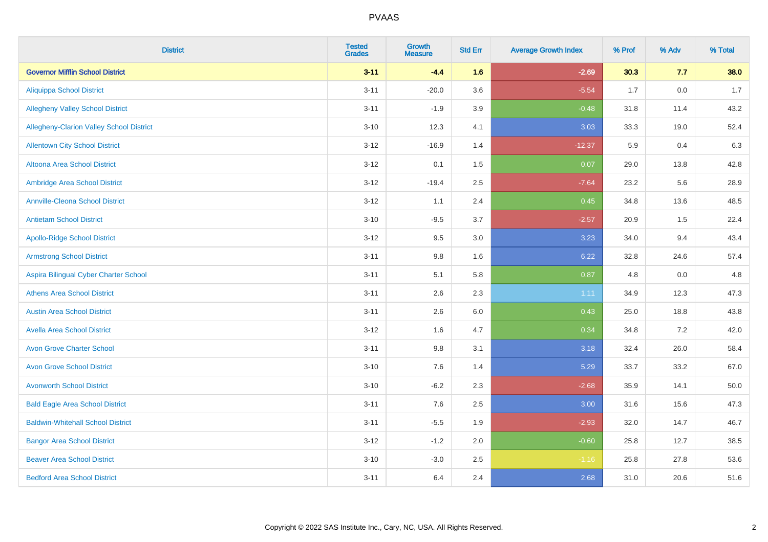| District | Tested Grades | Growth Measure | Std Err | Average Growth Index | % Prof | % Adv | % Total |
|---|---|---|---|---|---|---|---|
| **Governor Mifflin School District** | **3-11** | **-4.4** | **1.6** | **-2.69** | **30.3** | **7.7** | **38.0** |
| Aliquippa School District | 3-11 | -20.0 | 3.6 | -5.54 | 1.7 | 0.0 | 1.7 |
| Allegheny Valley School District | 3-11 | -1.9 | 3.9 | -0.48 | 31.8 | 11.4 | 43.2 |
| Allegheny-Clarion Valley School District | 3-10 | 12.3 | 4.1 | 3.03 | 33.3 | 19.0 | 52.4 |
| Allentown City School District | 3-12 | -16.9 | 1.4 | -12.37 | 5.9 | 0.4 | 6.3 |
| Altoona Area School District | 3-12 | 0.1 | 1.5 | 0.07 | 29.0 | 13.8 | 42.8 |
| Ambridge Area School District | 3-12 | -19.4 | 2.5 | -7.64 | 23.2 | 5.6 | 28.9 |
| Annville-Cleona School District | 3-12 | 1.1 | 2.4 | 0.45 | 34.8 | 13.6 | 48.5 |
| Antietam School District | 3-10 | -9.5 | 3.7 | -2.57 | 20.9 | 1.5 | 22.4 |
| Apollo-Ridge School District | 3-12 | 9.5 | 3.0 | 3.23 | 34.0 | 9.4 | 43.4 |
| Armstrong School District | 3-11 | 9.8 | 1.6 | 6.22 | 32.8 | 24.6 | 57.4 |
| Aspira Bilingual Cyber Charter School | 3-11 | 5.1 | 5.8 | 0.87 | 4.8 | 0.0 | 4.8 |
| Athens Area School District | 3-11 | 2.6 | 2.3 | 1.11 | 34.9 | 12.3 | 47.3 |
| Austin Area School District | 3-11 | 2.6 | 6.0 | 0.43 | 25.0 | 18.8 | 43.8 |
| Avella Area School District | 3-12 | 1.6 | 4.7 | 0.34 | 34.8 | 7.2 | 42.0 |
| Avon Grove Charter School | 3-11 | 9.8 | 3.1 | 3.18 | 32.4 | 26.0 | 58.4 |
| Avon Grove School District | 3-10 | 7.6 | 1.4 | 5.29 | 33.7 | 33.2 | 67.0 |
| Avonworth School District | 3-10 | -6.2 | 2.3 | -2.68 | 35.9 | 14.1 | 50.0 |
| Bald Eagle Area School District | 3-11 | 7.6 | 2.5 | 3.00 | 31.6 | 15.6 | 47.3 |
| Baldwin-Whitehall School District | 3-11 | -5.5 | 1.9 | -2.93 | 32.0 | 14.7 | 46.7 |
| Bangor Area School District | 3-12 | -1.2 | 2.0 | -0.60 | 25.8 | 12.7 | 38.5 |
| Beaver Area School District | 3-10 | -3.0 | 2.5 | -1.16 | 25.8 | 27.8 | 53.6 |
| Bedford Area School District | 3-11 | 6.4 | 2.4 | 2.68 | 31.0 | 20.6 | 51.6 |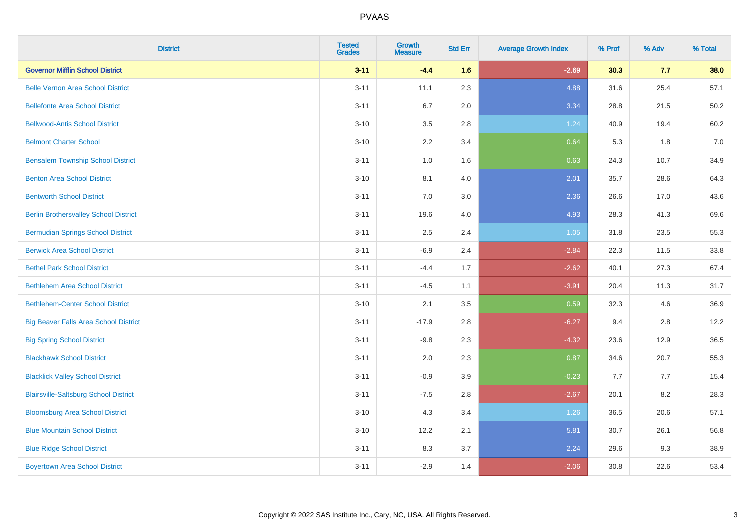| District | Tested Grades | Growth Measure | Std Err | Average Growth Index | % Prof | % Adv | % Total |
|---|---|---|---|---|---|---|---|
| **Governor Mifflin School District** | **3-11** | **-4.4** | **1.6** | **-2.69** | **30.3** | **7.7** | **38.0** |
| Belle Vernon Area School District | 3-11 | 11.1 | 2.3 | 4.88 | 31.6 | 25.4 | 57.1 |
| Bellefonte Area School District | 3-11 | 6.7 | 2.0 | 3.34 | 28.8 | 21.5 | 50.2 |
| Bellwood-Antis School District | 3-10 | 3.5 | 2.8 | 1.24 | 40.9 | 19.4 | 60.2 |
| Belmont Charter School | 3-10 | 2.2 | 3.4 | 0.64 | 5.3 | 1.8 | 7.0 |
| Bensalem Township School District | 3-11 | 1.0 | 1.6 | 0.63 | 24.3 | 10.7 | 34.9 |
| Benton Area School District | 3-10 | 8.1 | 4.0 | 2.01 | 35.7 | 28.6 | 64.3 |
| Bentworth School District | 3-11 | 7.0 | 3.0 | 2.36 | 26.6 | 17.0 | 43.6 |
| Berlin Brothersvalley School District | 3-11 | 19.6 | 4.0 | 4.93 | 28.3 | 41.3 | 69.6 |
| Bermudian Springs School District | 3-11 | 2.5 | 2.4 | 1.05 | 31.8 | 23.5 | 55.3 |
| Berwick Area School District | 3-11 | -6.9 | 2.4 | -2.84 | 22.3 | 11.5 | 33.8 |
| Bethel Park School District | 3-11 | -4.4 | 1.7 | -2.62 | 40.1 | 27.3 | 67.4 |
| Bethlehem Area School District | 3-11 | -4.5 | 1.1 | -3.91 | 20.4 | 11.3 | 31.7 |
| Bethlehem-Center School District | 3-10 | 2.1 | 3.5 | 0.59 | 32.3 | 4.6 | 36.9 |
| Big Beaver Falls Area School District | 3-11 | -17.9 | 2.8 | -6.27 | 9.4 | 2.8 | 12.2 |
| Big Spring School District | 3-11 | -9.8 | 2.3 | -4.32 | 23.6 | 12.9 | 36.5 |
| Blackhawk School District | 3-11 | 2.0 | 2.3 | 0.87 | 34.6 | 20.7 | 55.3 |
| Blacklick Valley School District | 3-11 | -0.9 | 3.9 | -0.23 | 7.7 | 7.7 | 15.4 |
| Blairsville-Saltsburg School District | 3-11 | -7.5 | 2.8 | -2.67 | 20.1 | 8.2 | 28.3 |
| Bloomsburg Area School District | 3-10 | 4.3 | 3.4 | 1.26 | 36.5 | 20.6 | 57.1 |
| Blue Mountain School District | 3-10 | 12.2 | 2.1 | 5.81 | 30.7 | 26.1 | 56.8 |
| Blue Ridge School District | 3-11 | 8.3 | 3.7 | 2.24 | 29.6 | 9.3 | 38.9 |
| Boyertown Area School District | 3-11 | -2.9 | 1.4 | -2.06 | 30.8 | 22.6 | 53.4 |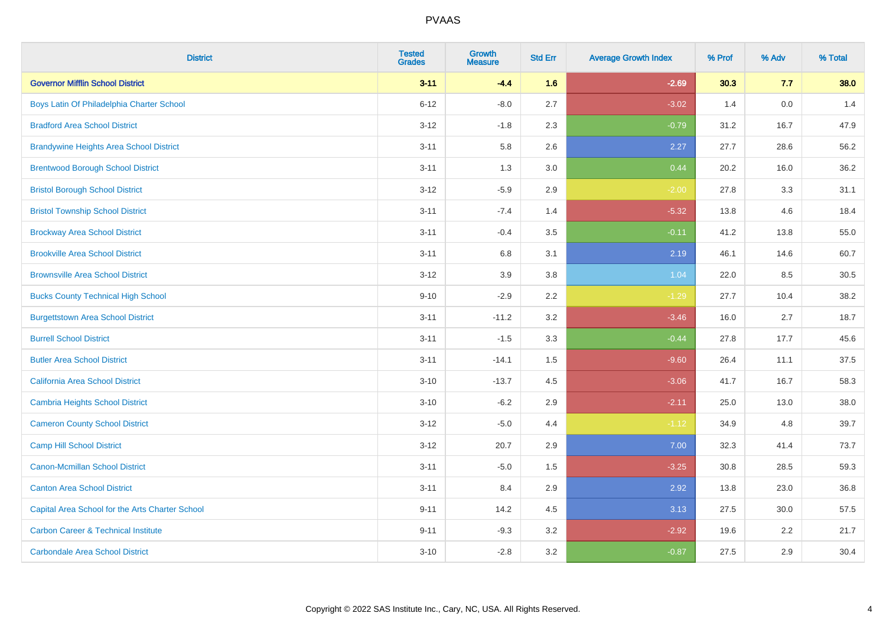| District | Tested Grades | Growth Measure | Std Err | Average Growth Index | % Prof | % Adv | % Total |
|---|---|---|---|---|---|---|---|
| **Governor Mifflin School District** | **3-11** | **-4.4** | **1.6** | **-2.69** | **30.3** | **7.7** | **38.0** |
| Boys Latin Of Philadelphia Charter School | 6-12 | -8.0 | 2.7 | -3.02 | 1.4 | 0.0 | 1.4 |
| Bradford Area School District | 3-12 | -1.8 | 2.3 | -0.79 | 31.2 | 16.7 | 47.9 |
| Brandywine Heights Area School District | 3-11 | 5.8 | 2.6 | 2.27 | 27.7 | 28.6 | 56.2 |
| Brentwood Borough School District | 3-11 | 1.3 | 3.0 | 0.44 | 20.2 | 16.0 | 36.2 |
| Bristol Borough School District | 3-12 | -5.9 | 2.9 | -2.00 | 27.8 | 3.3 | 31.1 |
| Bristol Township School District | 3-11 | -7.4 | 1.4 | -5.32 | 13.8 | 4.6 | 18.4 |
| Brockway Area School District | 3-11 | -0.4 | 3.5 | -0.11 | 41.2 | 13.8 | 55.0 |
| Brookville Area School District | 3-11 | 6.8 | 3.1 | 2.19 | 46.1 | 14.6 | 60.7 |
| Brownsville Area School District | 3-12 | 3.9 | 3.8 | 1.04 | 22.0 | 8.5 | 30.5 |
| Bucks County Technical High School | 9-10 | -2.9 | 2.2 | -1.29 | 27.7 | 10.4 | 38.2 |
| Burgettstown Area School District | 3-11 | -11.2 | 3.2 | -3.46 | 16.0 | 2.7 | 18.7 |
| Burrell School District | 3-11 | -1.5 | 3.3 | -0.44 | 27.8 | 17.7 | 45.6 |
| Butler Area School District | 3-11 | -14.1 | 1.5 | -9.60 | 26.4 | 11.1 | 37.5 |
| California Area School District | 3-10 | -13.7 | 4.5 | -3.06 | 41.7 | 16.7 | 58.3 |
| Cambria Heights School District | 3-10 | -6.2 | 2.9 | -2.11 | 25.0 | 13.0 | 38.0 |
| Cameron County School District | 3-12 | -5.0 | 4.4 | -1.12 | 34.9 | 4.8 | 39.7 |
| Camp Hill School District | 3-12 | 20.7 | 2.9 | 7.00 | 32.3 | 41.4 | 73.7 |
| Canon-Mcmillan School District | 3-11 | -5.0 | 1.5 | -3.25 | 30.8 | 28.5 | 59.3 |
| Canton Area School District | 3-11 | 8.4 | 2.9 | 2.92 | 13.8 | 23.0 | 36.8 |
| Capital Area School for the Arts Charter School | 9-11 | 14.2 | 4.5 | 3.13 | 27.5 | 30.0 | 57.5 |
| Carbon Career & Technical Institute | 9-11 | -9.3 | 3.2 | -2.92 | 19.6 | 2.2 | 21.7 |
| Carbondale Area School District | 3-10 | -2.8 | 3.2 | -0.87 | 27.5 | 2.9 | 30.4 |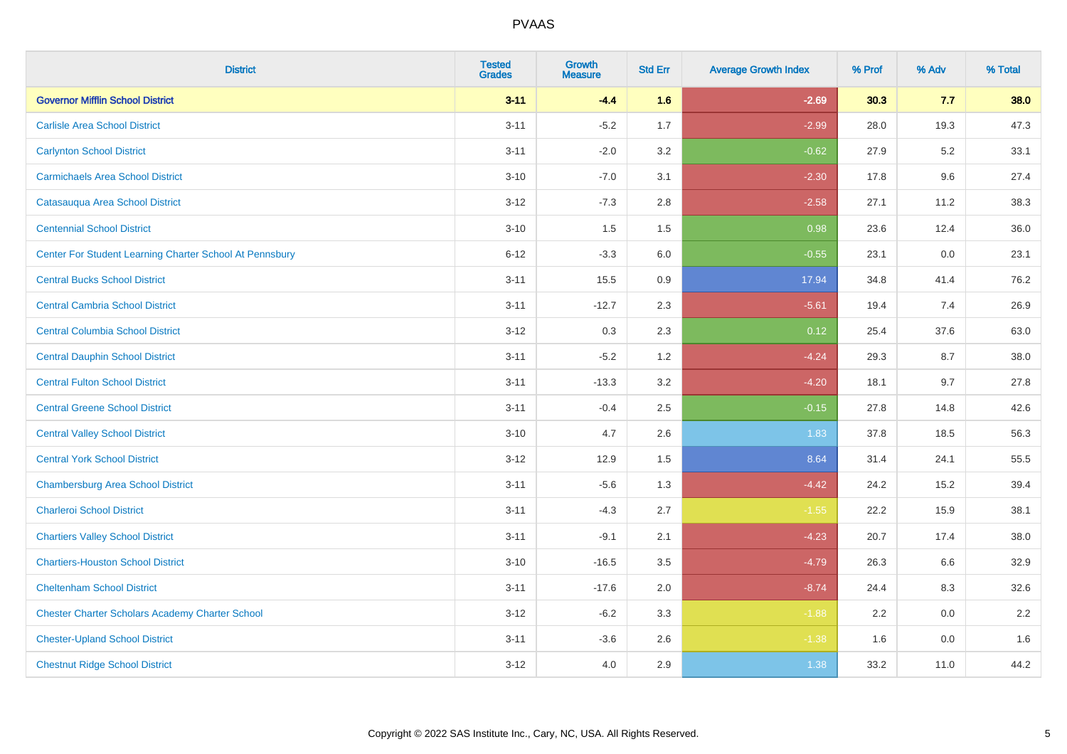| District | Tested Grades | Growth Measure | Std Err | Average Growth Index | % Prof | % Adv | % Total |
|---|---|---|---|---|---|---|---|
| **Governor Mifflin School District** | **3-11** | **-4.4** | **1.6** | **-2.69** | **30.3** | **7.7** | **38.0** |
| Carlisle Area School District | 3-11 | -5.2 | 1.7 | -2.99 | 28.0 | 19.3 | 47.3 |
| Carlynton School District | 3-11 | -2.0 | 3.2 | -0.62 | 27.9 | 5.2 | 33.1 |
| Carmichaels Area School District | 3-10 | -7.0 | 3.1 | -2.30 | 17.8 | 9.6 | 27.4 |
| Catasauqua Area School District | 3-12 | -7.3 | 2.8 | -2.58 | 27.1 | 11.2 | 38.3 |
| Centennial School District | 3-10 | 1.5 | 1.5 | 0.98 | 23.6 | 12.4 | 36.0 |
| Center For Student Learning Charter School At Pennsbury | 6-12 | -3.3 | 6.0 | -0.55 | 23.1 | 0.0 | 23.1 |
| Central Bucks School District | 3-11 | 15.5 | 0.9 | 17.94 | 34.8 | 41.4 | 76.2 |
| Central Cambria School District | 3-11 | -12.7 | 2.3 | -5.61 | 19.4 | 7.4 | 26.9 |
| Central Columbia School District | 3-12 | 0.3 | 2.3 | 0.12 | 25.4 | 37.6 | 63.0 |
| Central Dauphin School District | 3-11 | -5.2 | 1.2 | -4.24 | 29.3 | 8.7 | 38.0 |
| Central Fulton School District | 3-11 | -13.3 | 3.2 | -4.20 | 18.1 | 9.7 | 27.8 |
| Central Greene School District | 3-11 | -0.4 | 2.5 | -0.15 | 27.8 | 14.8 | 42.6 |
| Central Valley School District | 3-10 | 4.7 | 2.6 | 1.83 | 37.8 | 18.5 | 56.3 |
| Central York School District | 3-12 | 12.9 | 1.5 | 8.64 | 31.4 | 24.1 | 55.5 |
| Chambersburg Area School District | 3-11 | -5.6 | 1.3 | -4.42 | 24.2 | 15.2 | 39.4 |
| Charleroi School District | 3-11 | -4.3 | 2.7 | -1.55 | 22.2 | 15.9 | 38.1 |
| Chartiers Valley School District | 3-11 | -9.1 | 2.1 | -4.23 | 20.7 | 17.4 | 38.0 |
| Chartiers-Houston School District | 3-10 | -16.5 | 3.5 | -4.79 | 26.3 | 6.6 | 32.9 |
| Cheltenham School District | 3-11 | -17.6 | 2.0 | -8.74 | 24.4 | 8.3 | 32.6 |
| Chester Charter Scholars Academy Charter School | 3-12 | -6.2 | 3.3 | -1.88 | 2.2 | 0.0 | 2.2 |
| Chester-Upland School District | 3-11 | -3.6 | 2.6 | -1.38 | 1.6 | 0.0 | 1.6 |
| Chestnut Ridge School District | 3-12 | 4.0 | 2.9 | 1.38 | 33.2 | 11.0 | 44.2 |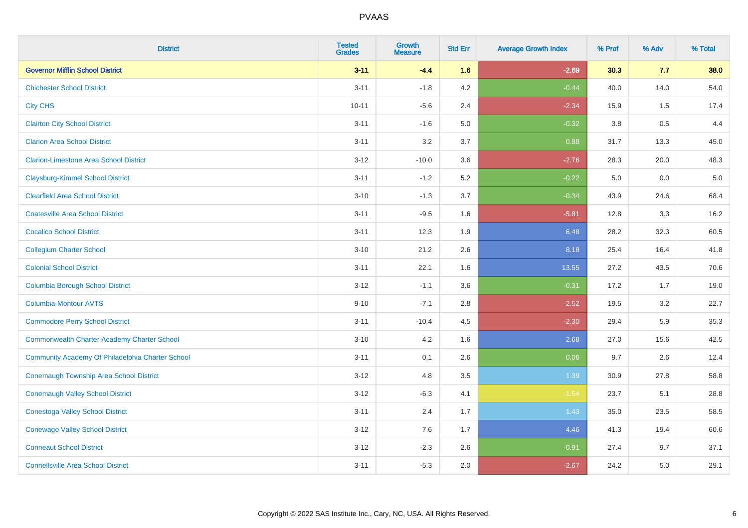# PVAAS

| District | Tested Grades | Growth Measure | Std Err | Average Growth Index | % Prof | % Adv | % Total |
|---|---|---|---|---|---|---|---|
| **Governor Mifflin School District** | **3-11** | **-4.4** | **1.6** | **-2.69** | **30.3** | **7.7** | **38.0** |
| Chichester School District | 3-11 | -1.8 | 4.2 | -0.44 | 40.0 | 14.0 | 54.0 |
| City CHS | 10-11 | -5.6 | 2.4 | -2.34 | 15.9 | 1.5 | 17.4 |
| Clairton City School District | 3-11 | -1.6 | 5.0 | -0.32 | 3.8 | 0.5 | 4.4 |
| Clarion Area School District | 3-11 | 3.2 | 3.7 | 0.88 | 31.7 | 13.3 | 45.0 |
| Clarion-Limestone Area School District | 3-12 | -10.0 | 3.6 | -2.76 | 28.3 | 20.0 | 48.3 |
| Claysburg-Kimmel School District | 3-11 | -1.2 | 5.2 | -0.22 | 5.0 | 0.0 | 5.0 |
| Clearfield Area School District | 3-10 | -1.3 | 3.7 | -0.34 | 43.9 | 24.6 | 68.4 |
| Coatesville Area School District | 3-11 | -9.5 | 1.6 | -5.81 | 12.8 | 3.3 | 16.2 |
| Cocalico School District | 3-11 | 12.3 | 1.9 | 6.48 | 28.2 | 32.3 | 60.5 |
| Collegium Charter School | 3-10 | 21.2 | 2.6 | 8.18 | 25.4 | 16.4 | 41.8 |
| Colonial School District | 3-11 | 22.1 | 1.6 | 13.55 | 27.2 | 43.5 | 70.6 |
| Columbia Borough School District | 3-12 | -1.1 | 3.6 | -0.31 | 17.2 | 1.7 | 19.0 |
| Columbia-Montour AVTS | 9-10 | -7.1 | 2.8 | -2.52 | 19.5 | 3.2 | 22.7 |
| Commodore Perry School District | 3-11 | -10.4 | 4.5 | -2.30 | 29.4 | 5.9 | 35.3 |
| Commonwealth Charter Academy Charter School | 3-10 | 4.2 | 1.6 | 2.68 | 27.0 | 15.6 | 42.5 |
| Community Academy Of Philadelphia Charter School | 3-11 | 0.1 | 2.6 | 0.06 | 9.7 | 2.6 | 12.4 |
| Conemaugh Township Area School District | 3-12 | 4.8 | 3.5 | 1.39 | 30.9 | 27.8 | 58.8 |
| Conemaugh Valley School District | 3-12 | -6.3 | 4.1 | -1.54 | 23.7 | 5.1 | 28.8 |
| Conestoga Valley School District | 3-11 | 2.4 | 1.7 | 1.43 | 35.0 | 23.5 | 58.5 |
| Conewago Valley School District | 3-12 | 7.6 | 1.7 | 4.46 | 41.3 | 19.4 | 60.6 |
| Conneaut School District | 3-12 | -2.3 | 2.6 | -0.91 | 27.4 | 9.7 | 37.1 |
| Connellsville Area School District | 3-11 | -5.3 | 2.0 | -2.67 | 24.2 | 5.0 | 29.1 |

Copyright © 2022 SAS Institute Inc., Cary, NC, USA. All Rights Reserved.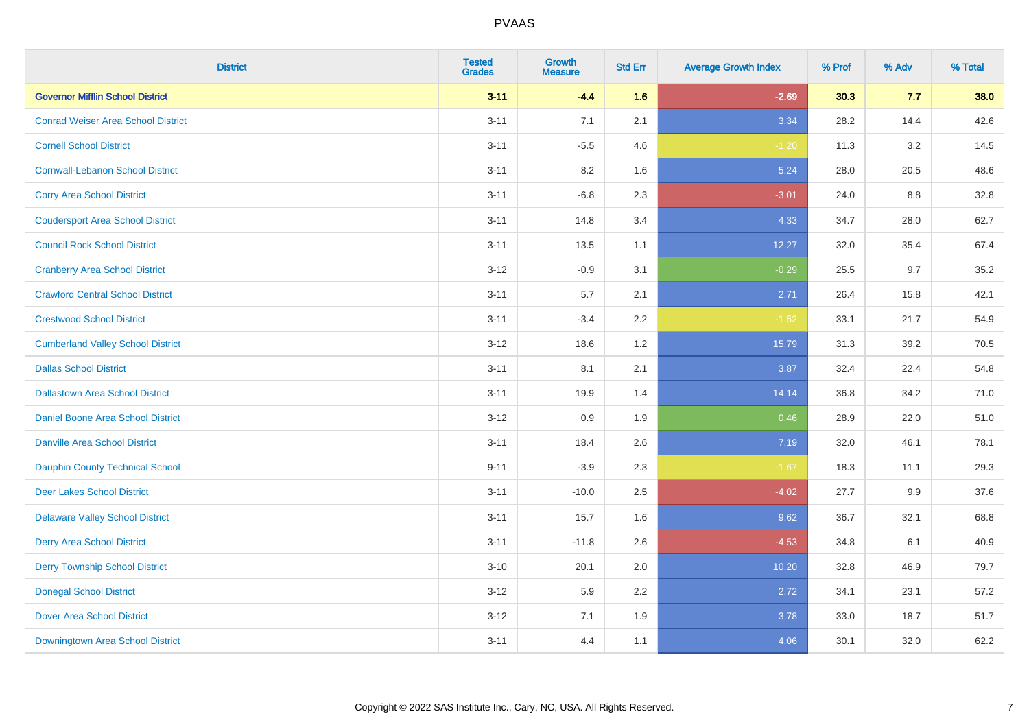| District | Tested Grades | Growth Measure | Std Err | Average Growth Index | % Prof | % Adv | % Total |
|---|---|---|---|---|---|---|---|
| **Governor Mifflin School District** | **3-11** | **-4.4** | **1.6** | **-2.69** | **30.3** | **7.7** | **38.0** |
| Conrad Weiser Area School District | 3-11 | 7.1 | 2.1 | 3.34 | 28.2 | 14.4 | 42.6 |
| Cornell School District | 3-11 | -5.5 | 4.6 | -1.20 | 11.3 | 3.2 | 14.5 |
| Cornwall-Lebanon School District | 3-11 | 8.2 | 1.6 | 5.24 | 28.0 | 20.5 | 48.6 |
| Corry Area School District | 3-11 | -6.8 | 2.3 | -3.01 | 24.0 | 8.8 | 32.8 |
| Coudersport Area School District | 3-11 | 14.8 | 3.4 | 4.33 | 34.7 | 28.0 | 62.7 |
| Council Rock School District | 3-11 | 13.5 | 1.1 | 12.27 | 32.0 | 35.4 | 67.4 |
| Cranberry Area School District | 3-12 | -0.9 | 3.1 | -0.29 | 25.5 | 9.7 | 35.2 |
| Crawford Central School District | 3-11 | 5.7 | 2.1 | 2.71 | 26.4 | 15.8 | 42.1 |
| Crestwood School District | 3-11 | -3.4 | 2.2 | -1.52 | 33.1 | 21.7 | 54.9 |
| Cumberland Valley School District | 3-12 | 18.6 | 1.2 | 15.79 | 31.3 | 39.2 | 70.5 |
| Dallas School District | 3-11 | 8.1 | 2.1 | 3.87 | 32.4 | 22.4 | 54.8 |
| Dallastown Area School District | 3-11 | 19.9 | 1.4 | 14.14 | 36.8 | 34.2 | 71.0 |
| Daniel Boone Area School District | 3-12 | 0.9 | 1.9 | 0.46 | 28.9 | 22.0 | 51.0 |
| Danville Area School District | 3-11 | 18.4 | 2.6 | 7.19 | 32.0 | 46.1 | 78.1 |
| Dauphin County Technical School | 9-11 | -3.9 | 2.3 | -1.67 | 18.3 | 11.1 | 29.3 |
| Deer Lakes School District | 3-11 | -10.0 | 2.5 | -4.02 | 27.7 | 9.9 | 37.6 |
| Delaware Valley School District | 3-11 | 15.7 | 1.6 | 9.62 | 36.7 | 32.1 | 68.8 |
| Derry Area School District | 3-11 | -11.8 | 2.6 | -4.53 | 34.8 | 6.1 | 40.9 |
| Derry Township School District | 3-10 | 20.1 | 2.0 | 10.20 | 32.8 | 46.9 | 79.7 |
| Donegal School District | 3-12 | 5.9 | 2.2 | 2.72 | 34.1 | 23.1 | 57.2 |
| Dover Area School District | 3-12 | 7.1 | 1.9 | 3.78 | 33.0 | 18.7 | 51.7 |
| Downingtown Area School District | 3-11 | 4.4 | 1.1 | 4.06 | 30.1 | 32.0 | 62.2 |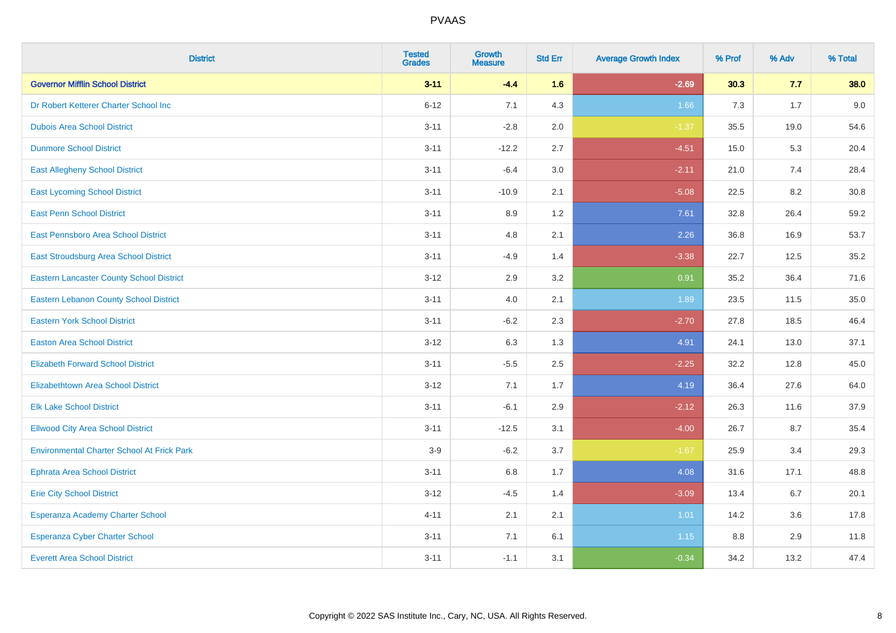| District | Tested Grades | Growth Measure | Std Err | Average Growth Index | % Prof | % Adv | % Total |
|---|---|---|---|---|---|---|---|
| **Governor Mifflin School District** | **3-11** | **-4.4** | **1.6** | **-2.69** | **30.3** | **7.7** | **38.0** |
| Dr Robert Ketterer Charter School Inc | 6-12 | 7.1 | 4.3 | 1.66 | 7.3 | 1.7 | 9.0 |
| Dubois Area School District | 3-11 | -2.8 | 2.0 | -1.37 | 35.5 | 19.0 | 54.6 |
| Dunmore School District | 3-11 | -12.2 | 2.7 | -4.51 | 15.0 | 5.3 | 20.4 |
| East Allegheny School District | 3-11 | -6.4 | 3.0 | -2.11 | 21.0 | 7.4 | 28.4 |
| East Lycoming School District | 3-11 | -10.9 | 2.1 | -5.08 | 22.5 | 8.2 | 30.8 |
| East Penn School District | 3-11 | 8.9 | 1.2 | 7.61 | 32.8 | 26.4 | 59.2 |
| East Pennsboro Area School District | 3-11 | 4.8 | 2.1 | 2.26 | 36.8 | 16.9 | 53.7 |
| East Stroudsburg Area School District | 3-11 | -4.9 | 1.4 | -3.38 | 22.7 | 12.5 | 35.2 |
| Eastern Lancaster County School District | 3-12 | 2.9 | 3.2 | 0.91 | 35.2 | 36.4 | 71.6 |
| Eastern Lebanon County School District | 3-11 | 4.0 | 2.1 | 1.89 | 23.5 | 11.5 | 35.0 |
| Eastern York School District | 3-11 | -6.2 | 2.3 | -2.70 | 27.8 | 18.5 | 46.4 |
| Easton Area School District | 3-12 | 6.3 | 1.3 | 4.91 | 24.1 | 13.0 | 37.1 |
| Elizabeth Forward School District | 3-11 | -5.5 | 2.5 | -2.25 | 32.2 | 12.8 | 45.0 |
| Elizabethtown Area School District | 3-12 | 7.1 | 1.7 | 4.19 | 36.4 | 27.6 | 64.0 |
| Elk Lake School District | 3-11 | -6.1 | 2.9 | -2.12 | 26.3 | 11.6 | 37.9 |
| Ellwood City Area School District | 3-11 | -12.5 | 3.1 | -4.00 | 26.7 | 8.7 | 35.4 |
| Environmental Charter School At Frick Park | 3-9 | -6.2 | 3.7 | -1.67 | 25.9 | 3.4 | 29.3 |
| Ephrata Area School District | 3-11 | 6.8 | 1.7 | 4.08 | 31.6 | 17.1 | 48.8 |
| Erie City School District | 3-12 | -4.5 | 1.4 | -3.09 | 13.4 | 6.7 | 20.1 |
| Esperanza Academy Charter School | 4-11 | 2.1 | 2.1 | 1.01 | 14.2 | 3.6 | 17.8 |
| Esperanza Cyber Charter School | 3-11 | 7.1 | 6.1 | 1.15 | 8.8 | 2.9 | 11.8 |
| Everett Area School District | 3-11 | -1.1 | 3.1 | -0.34 | 34.2 | 13.2 | 47.4 |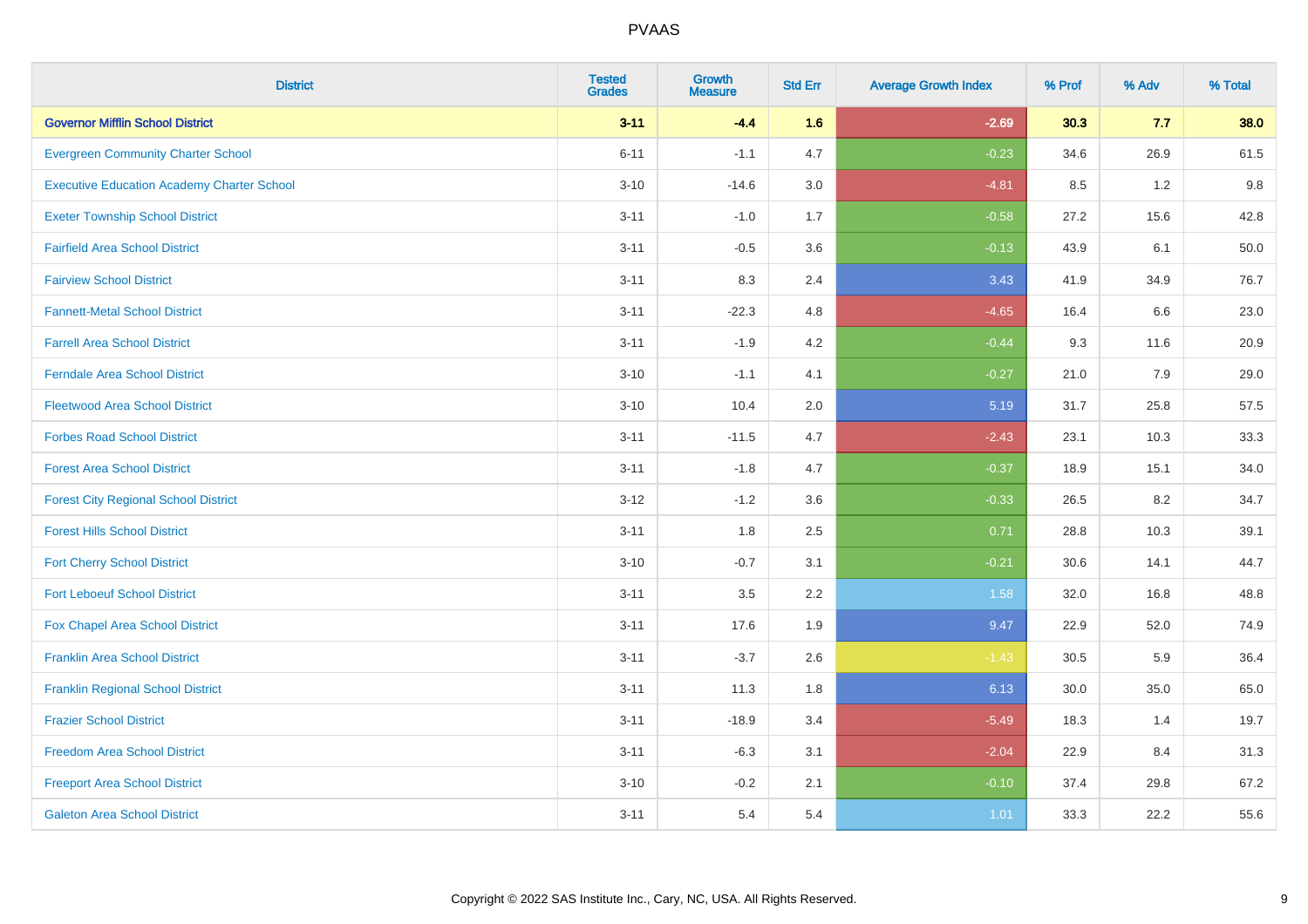# PVAAS

| District | Tested Grades | Growth Measure | Std Err | Average Growth Index | % Prof | % Adv | % Total |
|---|---|---|---|---|---|---|---|
| **Governor Mifflin School District** | **3-11** | **-4.4** | **1.6** | **-2.69** | **30.3** | **7.7** | **38.0** |
| Evergreen Community Charter School | 6-11 | -1.1 | 4.7 | -0.23 | 34.6 | 26.9 | 61.5 |
| Executive Education Academy Charter School | 3-10 | -14.6 | 3.0 | -4.81 | 8.5 | 1.2 | 9.8 |
| Exeter Township School District | 3-11 | -1.0 | 1.7 | -0.58 | 27.2 | 15.6 | 42.8 |
| Fairfield Area School District | 3-11 | -0.5 | 3.6 | -0.13 | 43.9 | 6.1 | 50.0 |
| Fairview School District | 3-11 | 8.3 | 2.4 | 3.43 | 41.9 | 34.9 | 76.7 |
| Fannett-Metal School District | 3-11 | -22.3 | 4.8 | -4.65 | 16.4 | 6.6 | 23.0 |
| Farrell Area School District | 3-11 | -1.9 | 4.2 | -0.44 | 9.3 | 11.6 | 20.9 |
| Ferndale Area School District | 3-10 | -1.1 | 4.1 | -0.27 | 21.0 | 7.9 | 29.0 |
| Fleetwood Area School District | 3-10 | 10.4 | 2.0 | 5.19 | 31.7 | 25.8 | 57.5 |
| Forbes Road School District | 3-11 | -11.5 | 4.7 | -2.43 | 23.1 | 10.3 | 33.3 |
| Forest Area School District | 3-11 | -1.8 | 4.7 | -0.37 | 18.9 | 15.1 | 34.0 |
| Forest City Regional School District | 3-12 | -1.2 | 3.6 | -0.33 | 26.5 | 8.2 | 34.7 |
| Forest Hills School District | 3-11 | 1.8 | 2.5 | 0.71 | 28.8 | 10.3 | 39.1 |
| Fort Cherry School District | 3-10 | -0.7 | 3.1 | -0.21 | 30.6 | 14.1 | 44.7 |
| Fort Leboeuf School District | 3-11 | 3.5 | 2.2 | 1.58 | 32.0 | 16.8 | 48.8 |
| Fox Chapel Area School District | 3-11 | 17.6 | 1.9 | 9.47 | 22.9 | 52.0 | 74.9 |
| Franklin Area School District | 3-11 | -3.7 | 2.6 | -1.43 | 30.5 | 5.9 | 36.4 |
| Franklin Regional School District | 3-11 | 11.3 | 1.8 | 6.13 | 30.0 | 35.0 | 65.0 |
| Frazier School District | 3-11 | -18.9 | 3.4 | -5.49 | 18.3 | 1.4 | 19.7 |
| Freedom Area School District | 3-11 | -6.3 | 3.1 | -2.04 | 22.9 | 8.4 | 31.3 |
| Freeport Area School District | 3-10 | -0.2 | 2.1 | -0.10 | 37.4 | 29.8 | 67.2 |
| Galeton Area School District | 3-11 | 5.4 | 5.4 | 1.01 | 33.3 | 22.2 | 55.6 |

Copyright © 2022 SAS Institute Inc., Cary, NC, USA. All Rights Reserved.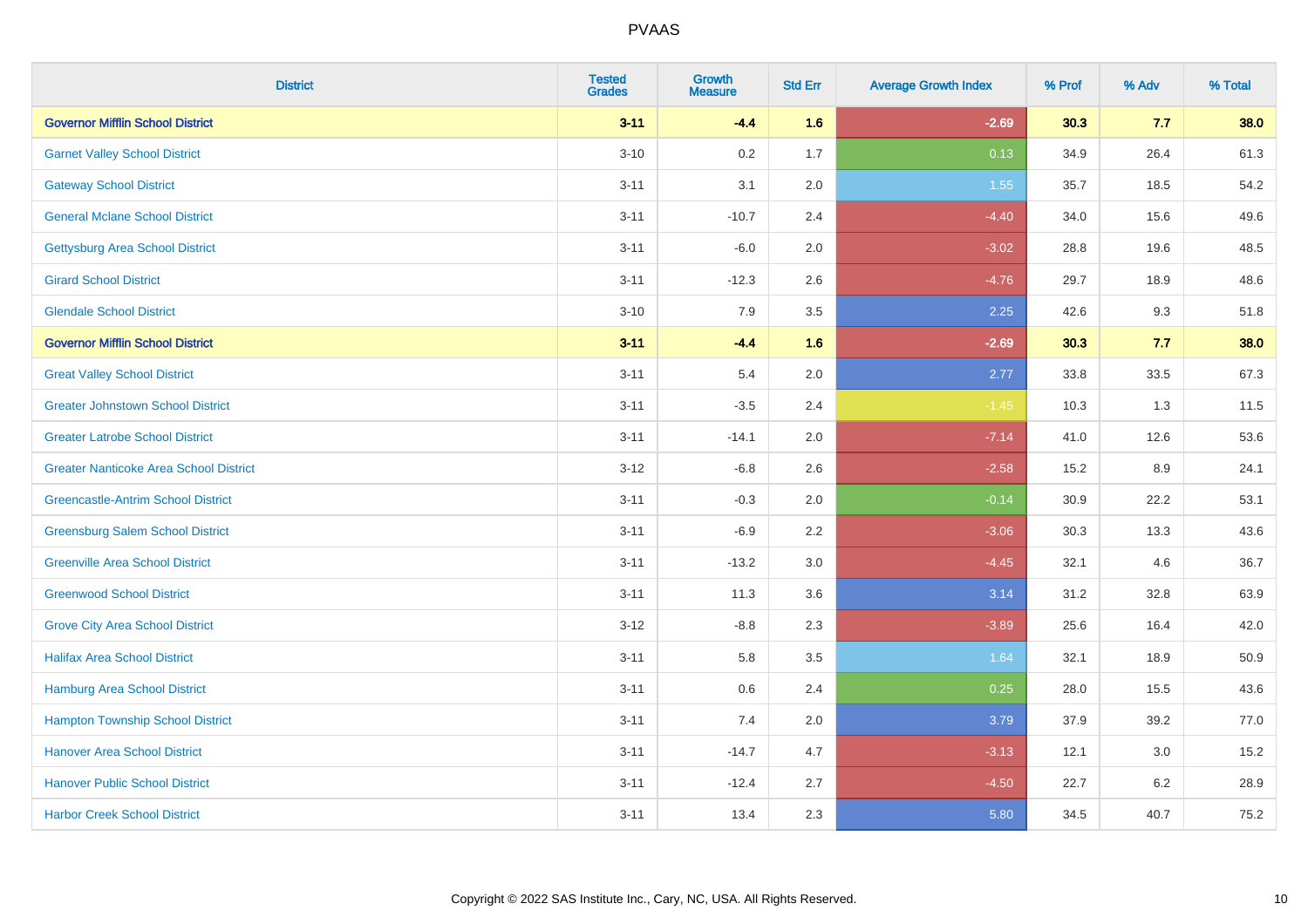| District | Tested Grades | Growth Measure | Std Err | Average Growth Index | % Prof | % Adv | % Total |
|---|---|---|---|---|---|---|---|
| **Governor Mifflin School District** | **3-11** | **-4.4** | **1.6** | **-2.69** | **30.3** | **7.7** | **38.0** |
| Garnet Valley School District | 3-10 | 0.2 | 1.7 | 0.13 | 34.9 | 26.4 | 61.3 |
| Gateway School District | 3-11 | 3.1 | 2.0 | 1.55 | 35.7 | 18.5 | 54.2 |
| General Mclane School District | 3-11 | -10.7 | 2.4 | -4.40 | 34.0 | 15.6 | 49.6 |
| Gettysburg Area School District | 3-11 | -6.0 | 2.0 | -3.02 | 28.8 | 19.6 | 48.5 |
| Girard School District | 3-11 | -12.3 | 2.6 | -4.76 | 29.7 | 18.9 | 48.6 |
| Glendale School District | 3-10 | 7.9 | 3.5 | 2.25 | 42.6 | 9.3 | 51.8 |
| **Governor Mifflin School District** | **3-11** | **-4.4** | **1.6** | **-2.69** | **30.3** | **7.7** | **38.0** |
| Great Valley School District | 3-11 | 5.4 | 2.0 | 2.77 | 33.8 | 33.5 | 67.3 |
| Greater Johnstown School District | 3-11 | -3.5 | 2.4 | -1.45 | 10.3 | 1.3 | 11.5 |
| Greater Latrobe School District | 3-11 | -14.1 | 2.0 | -7.14 | 41.0 | 12.6 | 53.6 |
| Greater Nanticoke Area School District | 3-12 | -6.8 | 2.6 | -2.58 | 15.2 | 8.9 | 24.1 |
| Greencastle-Antrim School District | 3-11 | -0.3 | 2.0 | -0.14 | 30.9 | 22.2 | 53.1 |
| Greensburg Salem School District | 3-11 | -6.9 | 2.2 | -3.06 | 30.3 | 13.3 | 43.6 |
| Greenville Area School District | 3-11 | -13.2 | 3.0 | -4.45 | 32.1 | 4.6 | 36.7 |
| Greenwood School District | 3-11 | 11.3 | 3.6 | 3.14 | 31.2 | 32.8 | 63.9 |
| Grove City Area School District | 3-12 | -8.8 | 2.3 | -3.89 | 25.6 | 16.4 | 42.0 |
| Halifax Area School District | 3-11 | 5.8 | 3.5 | 1.64 | 32.1 | 18.9 | 50.9 |
| Hamburg Area School District | 3-11 | 0.6 | 2.4 | 0.25 | 28.0 | 15.5 | 43.6 |
| Hampton Township School District | 3-11 | 7.4 | 2.0 | 3.79 | 37.9 | 39.2 | 77.0 |
| Hanover Area School District | 3-11 | -14.7 | 4.7 | -3.13 | 12.1 | 3.0 | 15.2 |
| Hanover Public School District | 3-11 | -12.4 | 2.7 | -4.50 | 22.7 | 6.2 | 28.9 |
| Harbor Creek School District | 3-11 | 13.4 | 2.3 | 5.80 | 34.5 | 40.7 | 75.2 |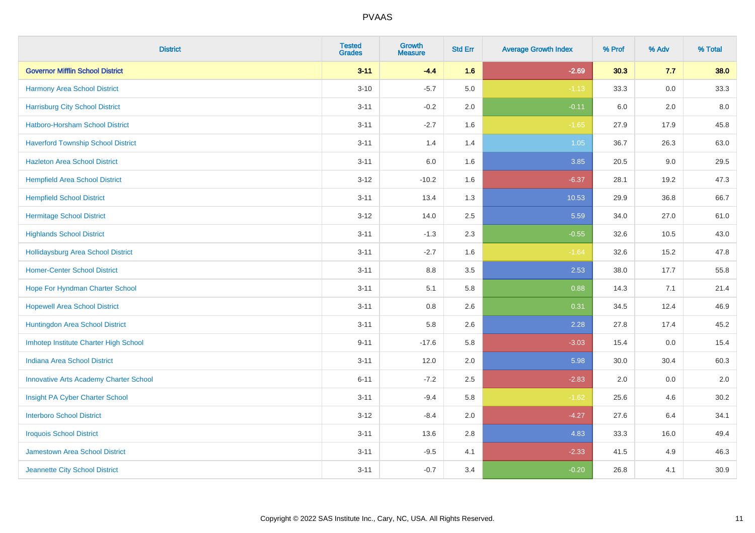| District | Tested Grades | Growth Measure | Std Err | Average Growth Index | % Prof | % Adv | % Total |
|---|---|---|---|---|---|---|---|
| **Governor Mifflin School District** | **3-11** | **-4.4** | **1.6** | **-2.69** | **30.3** | **7.7** | **38.0** |
| Harmony Area School District | 3-10 | -5.7 | 5.0 | -1.13 | 33.3 | 0.0 | 33.3 |
| Harrisburg City School District | 3-11 | -0.2 | 2.0 | -0.11 | 6.0 | 2.0 | 8.0 |
| Hatboro-Horsham School District | 3-11 | -2.7 | 1.6 | -1.65 | 27.9 | 17.9 | 45.8 |
| Haverford Township School District | 3-11 | 1.4 | 1.4 | 1.05 | 36.7 | 26.3 | 63.0 |
| Hazleton Area School District | 3-11 | 6.0 | 1.6 | 3.85 | 20.5 | 9.0 | 29.5 |
| Hempfield Area School District | 3-12 | -10.2 | 1.6 | -6.37 | 28.1 | 19.2 | 47.3 |
| Hempfield School District | 3-11 | 13.4 | 1.3 | 10.53 | 29.9 | 36.8 | 66.7 |
| Hermitage School District | 3-12 | 14.0 | 2.5 | 5.59 | 34.0 | 27.0 | 61.0 |
| Highlands School District | 3-11 | -1.3 | 2.3 | -0.55 | 32.6 | 10.5 | 43.0 |
| Hollidaysburg Area School District | 3-11 | -2.7 | 1.6 | -1.64 | 32.6 | 15.2 | 47.8 |
| Homer-Center School District | 3-11 | 8.8 | 3.5 | 2.53 | 38.0 | 17.7 | 55.8 |
| Hope For Hyndman Charter School | 3-11 | 5.1 | 5.8 | 0.88 | 14.3 | 7.1 | 21.4 |
| Hopewell Area School District | 3-11 | 0.8 | 2.6 | 0.31 | 34.5 | 12.4 | 46.9 |
| Huntingdon Area School District | 3-11 | 5.8 | 2.6 | 2.28 | 27.8 | 17.4 | 45.2 |
| Imhotep Institute Charter High School | 9-11 | -17.6 | 5.8 | -3.03 | 15.4 | 0.0 | 15.4 |
| Indiana Area School District | 3-11 | 12.0 | 2.0 | 5.98 | 30.0 | 30.4 | 60.3 |
| Innovative Arts Academy Charter School | 6-11 | -7.2 | 2.5 | -2.83 | 2.0 | 0.0 | 2.0 |
| Insight PA Cyber Charter School | 3-11 | -9.4 | 5.8 | -1.62 | 25.6 | 4.6 | 30.2 |
| Interboro School District | 3-12 | -8.4 | 2.0 | -4.27 | 27.6 | 6.4 | 34.1 |
| Iroquois School District | 3-11 | 13.6 | 2.8 | 4.83 | 33.3 | 16.0 | 49.4 |
| Jamestown Area School District | 3-11 | -9.5 | 4.1 | -2.33 | 41.5 | 4.9 | 46.3 |
| Jeannette City School District | 3-11 | -0.7 | 3.4 | -0.20 | 26.8 | 4.1 | 30.9 |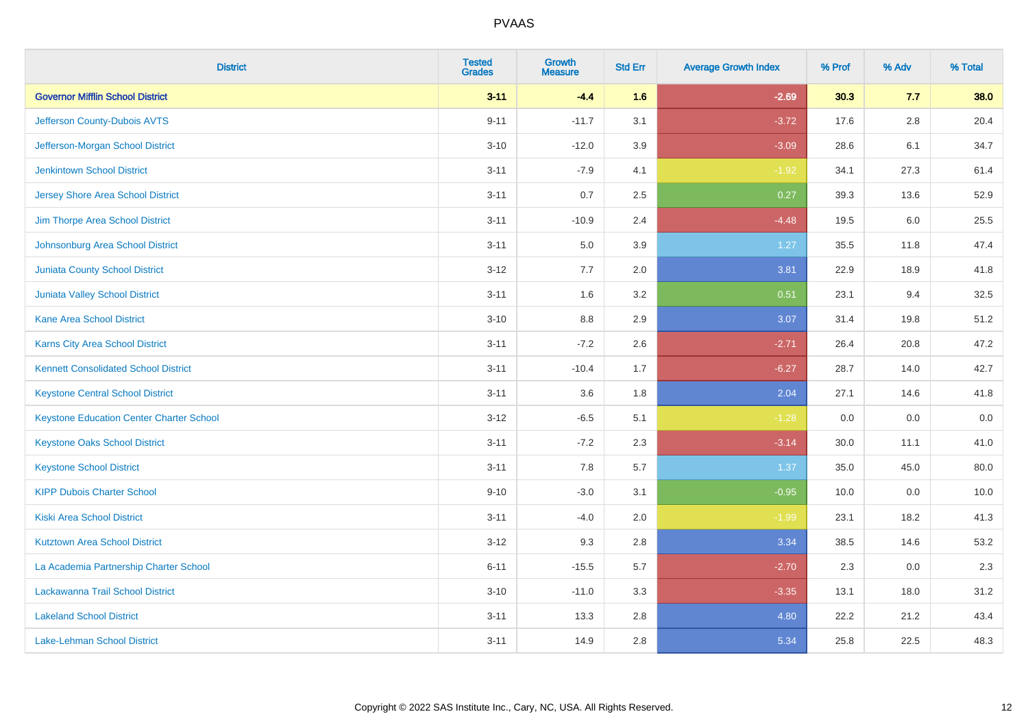| District | Tested Grades | Growth Measure | Std Err | Average Growth Index | % Prof | % Adv | % Total |
|---|---|---|---|---|---|---|---|
| **Governor Mifflin School District** | **3-11** | **-4.4** | **1.6** | **-2.69** | **30.3** | **7.7** | **38.0** |
| Jefferson County-Dubois AVTS | 9-11 | -11.7 | 3.1 | -3.72 | 17.6 | 2.8 | 20.4 |
| Jefferson-Morgan School District | 3-10 | -12.0 | 3.9 | -3.09 | 28.6 | 6.1 | 34.7 |
| Jenkintown School District | 3-11 | -7.9 | 4.1 | -1.92 | 34.1 | 27.3 | 61.4 |
| Jersey Shore Area School District | 3-11 | 0.7 | 2.5 | 0.27 | 39.3 | 13.6 | 52.9 |
| Jim Thorpe Area School District | 3-11 | -10.9 | 2.4 | -4.48 | 19.5 | 6.0 | 25.5 |
| Johnsonburg Area School District | 3-11 | 5.0 | 3.9 | 1.27 | 35.5 | 11.8 | 47.4 |
| Juniata County School District | 3-12 | 7.7 | 2.0 | 3.81 | 22.9 | 18.9 | 41.8 |
| Juniata Valley School District | 3-11 | 1.6 | 3.2 | 0.51 | 23.1 | 9.4 | 32.5 |
| Kane Area School District | 3-10 | 8.8 | 2.9 | 3.07 | 31.4 | 19.8 | 51.2 |
| Karns City Area School District | 3-11 | -7.2 | 2.6 | -2.71 | 26.4 | 20.8 | 47.2 |
| Kennett Consolidated School District | 3-11 | -10.4 | 1.7 | -6.27 | 28.7 | 14.0 | 42.7 |
| Keystone Central School District | 3-11 | 3.6 | 1.8 | 2.04 | 27.1 | 14.6 | 41.8 |
| Keystone Education Center Charter School | 3-12 | -6.5 | 5.1 | -1.28 | 0.0 | 0.0 | 0.0 |
| Keystone Oaks School District | 3-11 | -7.2 | 2.3 | -3.14 | 30.0 | 11.1 | 41.0 |
| Keystone School District | 3-11 | 7.8 | 5.7 | 1.37 | 35.0 | 45.0 | 80.0 |
| KIPP Dubois Charter School | 9-10 | -3.0 | 3.1 | -0.95 | 10.0 | 0.0 | 10.0 |
| Kiski Area School District | 3-11 | -4.0 | 2.0 | -1.99 | 23.1 | 18.2 | 41.3 |
| Kutztown Area School District | 3-12 | 9.3 | 2.8 | 3.34 | 38.5 | 14.6 | 53.2 |
| La Academia Partnership Charter School | 6-11 | -15.5 | 5.7 | -2.70 | 2.3 | 0.0 | 2.3 |
| Lackawanna Trail School District | 3-10 | -11.0 | 3.3 | -3.35 | 13.1 | 18.0 | 31.2 |
| Lakeland School District | 3-11 | 13.3 | 2.8 | 4.80 | 22.2 | 21.2 | 43.4 |
| Lake-Lehman School District | 3-11 | 14.9 | 2.8 | 5.34 | 25.8 | 22.5 | 48.3 |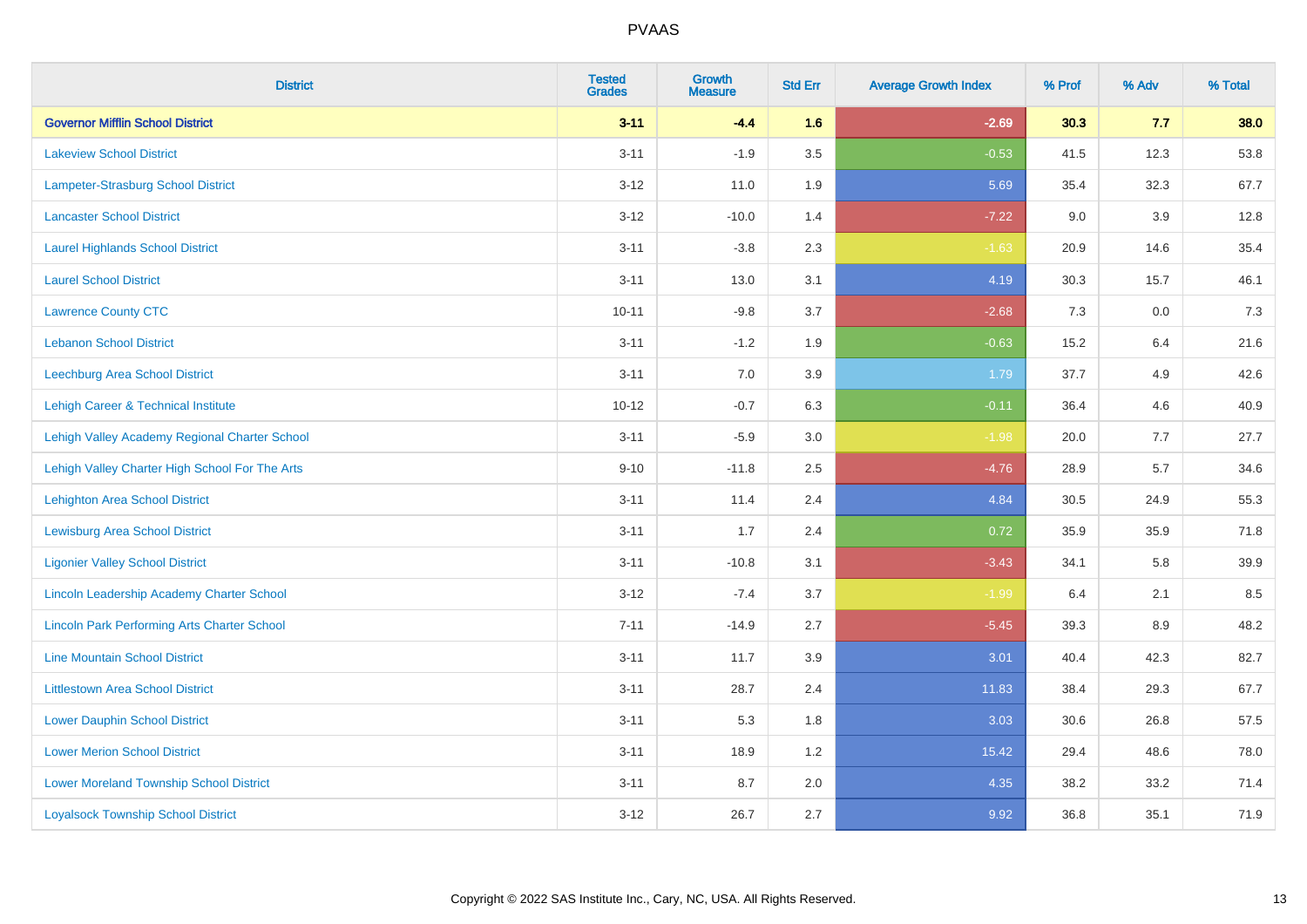# PVAAS

| District | Tested Grades | Growth Measure | Std Err | Average Growth Index | % Prof | % Adv | % Total |
|---|---|---|---|---|---|---|---|
| **Governor Mifflin School District** | **3-11** | **-4.4** | **1.6** | **-2.69** | **30.3** | **7.7** | **38.0** |
| Lakeview School District | 3-11 | -1.9 | 3.5 | -0.53 | 41.5 | 12.3 | 53.8 |
| Lampeter-Strasburg School District | 3-12 | 11.0 | 1.9 | 5.69 | 35.4 | 32.3 | 67.7 |
| Lancaster School District | 3-12 | -10.0 | 1.4 | -7.22 | 9.0 | 3.9 | 12.8 |
| Laurel Highlands School District | 3-11 | -3.8 | 2.3 | -1.63 | 20.9 | 14.6 | 35.4 |
| Laurel School District | 3-11 | 13.0 | 3.1 | 4.19 | 30.3 | 15.7 | 46.1 |
| Lawrence County CTC | 10-11 | -9.8 | 3.7 | -2.68 | 7.3 | 0.0 | 7.3 |
| Lebanon School District | 3-11 | -1.2 | 1.9 | -0.63 | 15.2 | 6.4 | 21.6 |
| Leechburg Area School District | 3-11 | 7.0 | 3.9 | 1.79 | 37.7 | 4.9 | 42.6 |
| Lehigh Career & Technical Institute | 10-12 | -0.7 | 6.3 | -0.11 | 36.4 | 4.6 | 40.9 |
| Lehigh Valley Academy Regional Charter School | 3-11 | -5.9 | 3.0 | -1.98 | 20.0 | 7.7 | 27.7 |
| Lehigh Valley Charter High School For The Arts | 9-10 | -11.8 | 2.5 | -4.76 | 28.9 | 5.7 | 34.6 |
| Lehighton Area School District | 3-11 | 11.4 | 2.4 | 4.84 | 30.5 | 24.9 | 55.3 |
| Lewisburg Area School District | 3-11 | 1.7 | 2.4 | 0.72 | 35.9 | 35.9 | 71.8 |
| Ligonier Valley School District | 3-11 | -10.8 | 3.1 | -3.43 | 34.1 | 5.8 | 39.9 |
| Lincoln Leadership Academy Charter School | 3-12 | -7.4 | 3.7 | -1.99 | 6.4 | 2.1 | 8.5 |
| Lincoln Park Performing Arts Charter School | 7-11 | -14.9 | 2.7 | -5.45 | 39.3 | 8.9 | 48.2 |
| Line Mountain School District | 3-11 | 11.7 | 3.9 | 3.01 | 40.4 | 42.3 | 82.7 |
| Littlestown Area School District | 3-11 | 28.7 | 2.4 | 11.83 | 38.4 | 29.3 | 67.7 |
| Lower Dauphin School District | 3-11 | 5.3 | 1.8 | 3.03 | 30.6 | 26.8 | 57.5 |
| Lower Merion School District | 3-11 | 18.9 | 1.2 | 15.42 | 29.4 | 48.6 | 78.0 |
| Lower Moreland Township School District | 3-11 | 8.7 | 2.0 | 4.35 | 38.2 | 33.2 | 71.4 |
| Loyalsock Township School District | 3-12 | 26.7 | 2.7 | 9.92 | 36.8 | 35.1 | 71.9 |

Copyright © 2022 SAS Institute Inc., Cary, NC, USA. All Rights Reserved.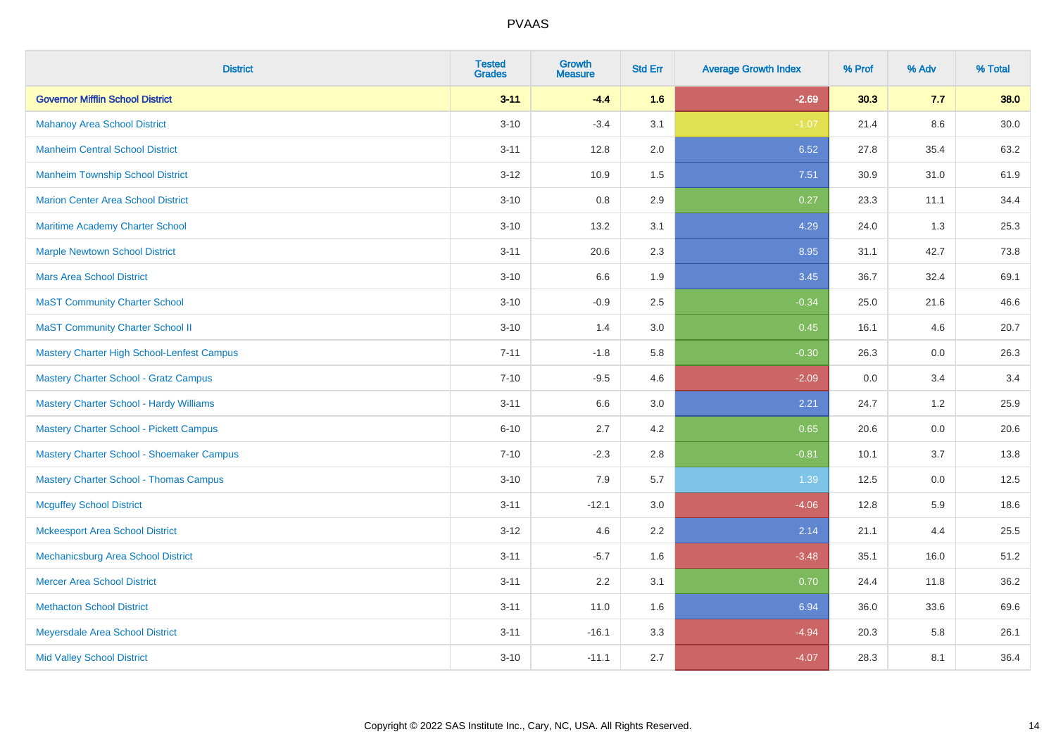| District | Tested Grades | Growth Measure | Std Err | Average Growth Index | % Prof | % Adv | % Total |
|---|---|---|---|---|---|---|---|
| **Governor Mifflin School District** | **3-11** | **-4.4** | **1.6** | **-2.69** | **30.3** | **7.7** | **38.0** |
| Mahanoy Area School District | 3-10 | -3.4 | 3.1 | -1.07 | 21.4 | 8.6 | 30.0 |
| Manheim Central School District | 3-11 | 12.8 | 2.0 | 6.52 | 27.8 | 35.4 | 63.2 |
| Manheim Township School District | 3-12 | 10.9 | 1.5 | 7.51 | 30.9 | 31.0 | 61.9 |
| Marion Center Area School District | 3-10 | 0.8 | 2.9 | 0.27 | 23.3 | 11.1 | 34.4 |
| Maritime Academy Charter School | 3-10 | 13.2 | 3.1 | 4.29 | 24.0 | 1.3 | 25.3 |
| Marple Newtown School District | 3-11 | 20.6 | 2.3 | 8.95 | 31.1 | 42.7 | 73.8 |
| Mars Area School District | 3-10 | 6.6 | 1.9 | 3.45 | 36.7 | 32.4 | 69.1 |
| MaST Community Charter School | 3-10 | -0.9 | 2.5 | -0.34 | 25.0 | 21.6 | 46.6 |
| MaST Community Charter School II | 3-10 | 1.4 | 3.0 | 0.45 | 16.1 | 4.6 | 20.7 |
| Mastery Charter High School-Lenfest Campus | 7-11 | -1.8 | 5.8 | -0.30 | 26.3 | 0.0 | 26.3 |
| Mastery Charter School - Gratz Campus | 7-10 | -9.5 | 4.6 | -2.09 | 0.0 | 3.4 | 3.4 |
| Mastery Charter School - Hardy Williams | 3-11 | 6.6 | 3.0 | 2.21 | 24.7 | 1.2 | 25.9 |
| Mastery Charter School - Pickett Campus | 6-10 | 2.7 | 4.2 | 0.65 | 20.6 | 0.0 | 20.6 |
| Mastery Charter School - Shoemaker Campus | 7-10 | -2.3 | 2.8 | -0.81 | 10.1 | 3.7 | 13.8 |
| Mastery Charter School - Thomas Campus | 3-10 | 7.9 | 5.7 | 1.39 | 12.5 | 0.0 | 12.5 |
| Mcguffey School District | 3-11 | -12.1 | 3.0 | -4.06 | 12.8 | 5.9 | 18.6 |
| Mckeesport Area School District | 3-12 | 4.6 | 2.2 | 2.14 | 21.1 | 4.4 | 25.5 |
| Mechanicsburg Area School District | 3-11 | -5.7 | 1.6 | -3.48 | 35.1 | 16.0 | 51.2 |
| Mercer Area School District | 3-11 | 2.2 | 3.1 | 0.70 | 24.4 | 11.8 | 36.2 |
| Methacton School District | 3-11 | 11.0 | 1.6 | 6.94 | 36.0 | 33.6 | 69.6 |
| Meyersdale Area School District | 3-11 | -16.1 | 3.3 | -4.94 | 20.3 | 5.8 | 26.1 |
| Mid Valley School District | 3-10 | -11.1 | 2.7 | -4.07 | 28.3 | 8.1 | 36.4 |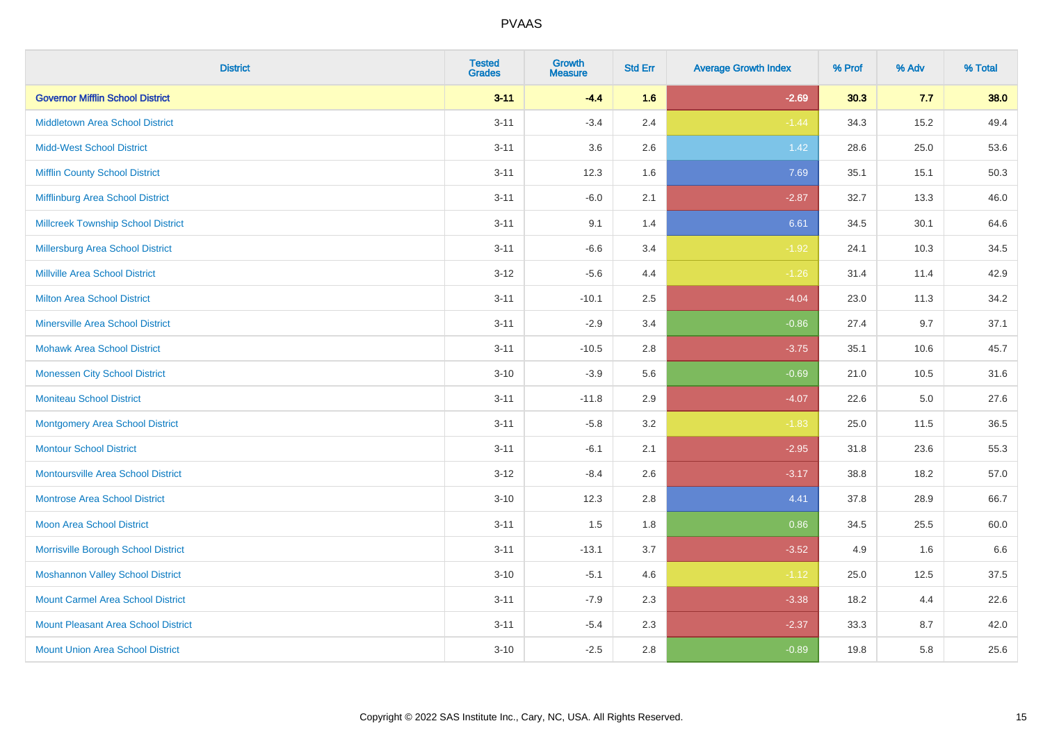# PVAAS

| District | Tested Grades | Growth Measure | Std Err | Average Growth Index | % Prof | % Adv | % Total |
|---|---|---|---|---|---|---|---|
| **Governor Mifflin School District** | **3-11** | **-4.4** | **1.6** | **-2.69** | **30.3** | **7.7** | **38.0** |
| Middletown Area School District | 3-11 | -3.4 | 2.4 | -1.44 | 34.3 | 15.2 | 49.4 |
| Midd-West School District | 3-11 | 3.6 | 2.6 | 1.42 | 28.6 | 25.0 | 53.6 |
| Mifflin County School District | 3-11 | 12.3 | 1.6 | 7.69 | 35.1 | 15.1 | 50.3 |
| Mifflinburg Area School District | 3-11 | -6.0 | 2.1 | -2.87 | 32.7 | 13.3 | 46.0 |
| Millcreek Township School District | 3-11 | 9.1 | 1.4 | 6.61 | 34.5 | 30.1 | 64.6 |
| Millersburg Area School District | 3-11 | -6.6 | 3.4 | -1.92 | 24.1 | 10.3 | 34.5 |
| Millville Area School District | 3-12 | -5.6 | 4.4 | -1.26 | 31.4 | 11.4 | 42.9 |
| Milton Area School District | 3-11 | -10.1 | 2.5 | -4.04 | 23.0 | 11.3 | 34.2 |
| Minersville Area School District | 3-11 | -2.9 | 3.4 | -0.86 | 27.4 | 9.7 | 37.1 |
| Mohawk Area School District | 3-11 | -10.5 | 2.8 | -3.75 | 35.1 | 10.6 | 45.7 |
| Monessen City School District | 3-10 | -3.9 | 5.6 | -0.69 | 21.0 | 10.5 | 31.6 |
| Moniteau School District | 3-11 | -11.8 | 2.9 | -4.07 | 22.6 | 5.0 | 27.6 |
| Montgomery Area School District | 3-11 | -5.8 | 3.2 | -1.83 | 25.0 | 11.5 | 36.5 |
| Montour School District | 3-11 | -6.1 | 2.1 | -2.95 | 31.8 | 23.6 | 55.3 |
| Montoursville Area School District | 3-12 | -8.4 | 2.6 | -3.17 | 38.8 | 18.2 | 57.0 |
| Montrose Area School District | 3-10 | 12.3 | 2.8 | 4.41 | 37.8 | 28.9 | 66.7 |
| Moon Area School District | 3-11 | 1.5 | 1.8 | 0.86 | 34.5 | 25.5 | 60.0 |
| Morrisville Borough School District | 3-11 | -13.1 | 3.7 | -3.52 | 4.9 | 1.6 | 6.6 |
| Moshannon Valley School District | 3-10 | -5.1 | 4.6 | -1.12 | 25.0 | 12.5 | 37.5 |
| Mount Carmel Area School District | 3-11 | -7.9 | 2.3 | -3.38 | 18.2 | 4.4 | 22.6 |
| Mount Pleasant Area School District | 3-11 | -5.4 | 2.3 | -2.37 | 33.3 | 8.7 | 42.0 |
| Mount Union Area School District | 3-10 | -2.5 | 2.8 | -0.89 | 19.8 | 5.8 | 25.6 |

Copyright © 2022 SAS Institute Inc., Cary, NC, USA. All Rights Reserved.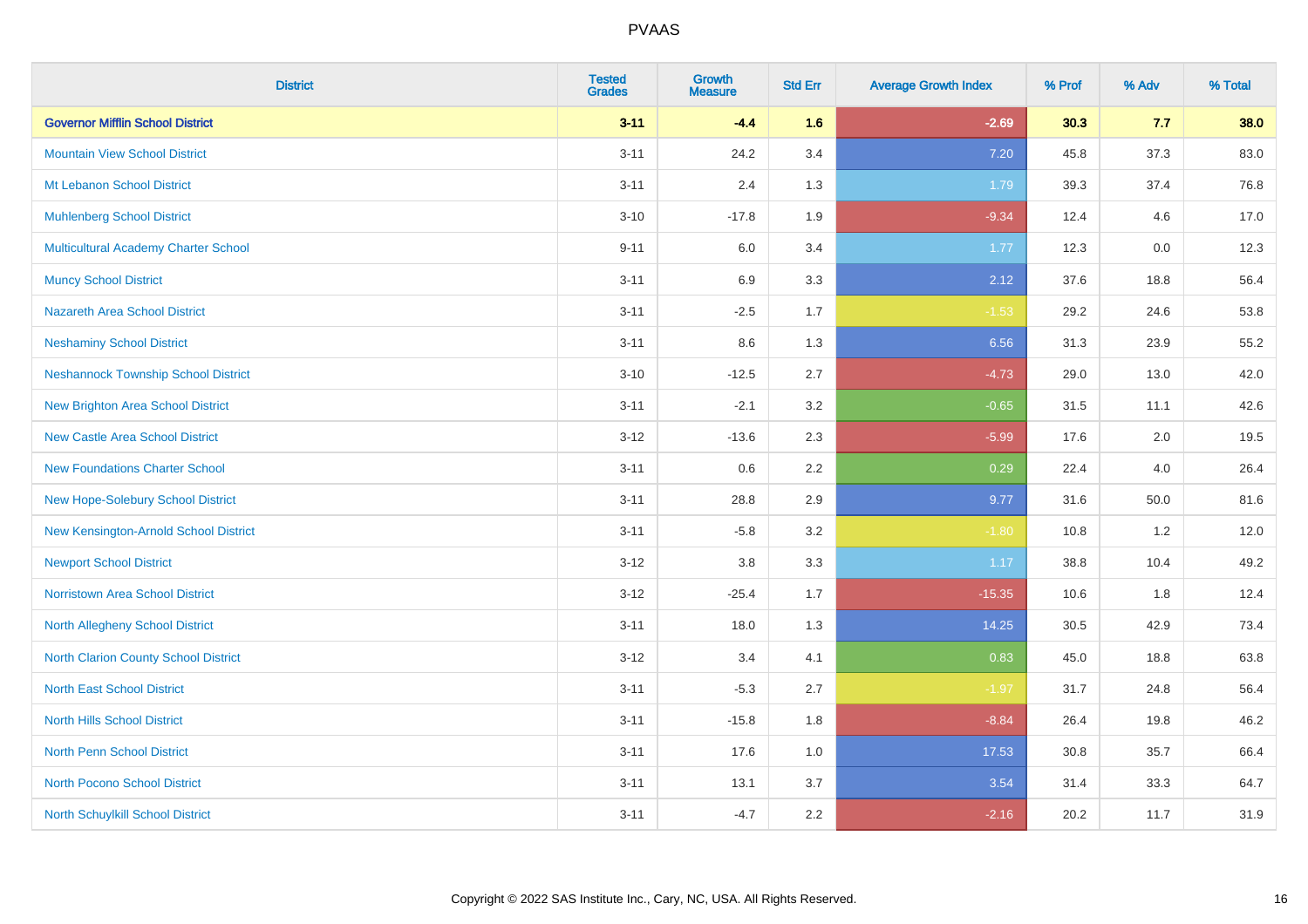# PVAAS

| District | Tested Grades | Growth Measure | Std Err | Average Growth Index | % Prof | % Adv | % Total |
|---|---|---|---|---|---|---|---|
| **Governor Mifflin School District** | **3-11** | **-4.4** | **1.6** | **-2.69** | **30.3** | **7.7** | **38.0** |
| Mountain View School District | 3-11 | 24.2 | 3.4 | 7.20 | 45.8 | 37.3 | 83.0 |
| Mt Lebanon School District | 3-11 | 2.4 | 1.3 | 1.79 | 39.3 | 37.4 | 76.8 |
| Muhlenberg School District | 3-10 | -17.8 | 1.9 | -9.34 | 12.4 | 4.6 | 17.0 |
| Multicultural Academy Charter School | 9-11 | 6.0 | 3.4 | 1.77 | 12.3 | 0.0 | 12.3 |
| Muncy School District | 3-11 | 6.9 | 3.3 | 2.12 | 37.6 | 18.8 | 56.4 |
| Nazareth Area School District | 3-11 | -2.5 | 1.7 | -1.53 | 29.2 | 24.6 | 53.8 |
| Neshaminy School District | 3-11 | 8.6 | 1.3 | 6.56 | 31.3 | 23.9 | 55.2 |
| Neshannock Township School District | 3-10 | -12.5 | 2.7 | -4.73 | 29.0 | 13.0 | 42.0 |
| New Brighton Area School District | 3-11 | -2.1 | 3.2 | -0.65 | 31.5 | 11.1 | 42.6 |
| New Castle Area School District | 3-12 | -13.6 | 2.3 | -5.99 | 17.6 | 2.0 | 19.5 |
| New Foundations Charter School | 3-11 | 0.6 | 2.2 | 0.29 | 22.4 | 4.0 | 26.4 |
| New Hope-Solebury School District | 3-11 | 28.8 | 2.9 | 9.77 | 31.6 | 50.0 | 81.6 |
| New Kensington-Arnold School District | 3-11 | -5.8 | 3.2 | -1.80 | 10.8 | 1.2 | 12.0 |
| Newport School District | 3-12 | 3.8 | 3.3 | 1.17 | 38.8 | 10.4 | 49.2 |
| Norristown Area School District | 3-12 | -25.4 | 1.7 | -15.35 | 10.6 | 1.8 | 12.4 |
| North Allegheny School District | 3-11 | 18.0 | 1.3 | 14.25 | 30.5 | 42.9 | 73.4 |
| North Clarion County School District | 3-12 | 3.4 | 4.1 | 0.83 | 45.0 | 18.8 | 63.8 |
| North East School District | 3-11 | -5.3 | 2.7 | -1.97 | 31.7 | 24.8 | 56.4 |
| North Hills School District | 3-11 | -15.8 | 1.8 | -8.84 | 26.4 | 19.8 | 46.2 |
| North Penn School District | 3-11 | 17.6 | 1.0 | 17.53 | 30.8 | 35.7 | 66.4 |
| North Pocono School District | 3-11 | 13.1 | 3.7 | 3.54 | 31.4 | 33.3 | 64.7 |
| North Schuylkill School District | 3-11 | -4.7 | 2.2 | -2.16 | 20.2 | 11.7 | 31.9 |

Copyright © 2022 SAS Institute Inc., Cary, NC, USA. All Rights Reserved.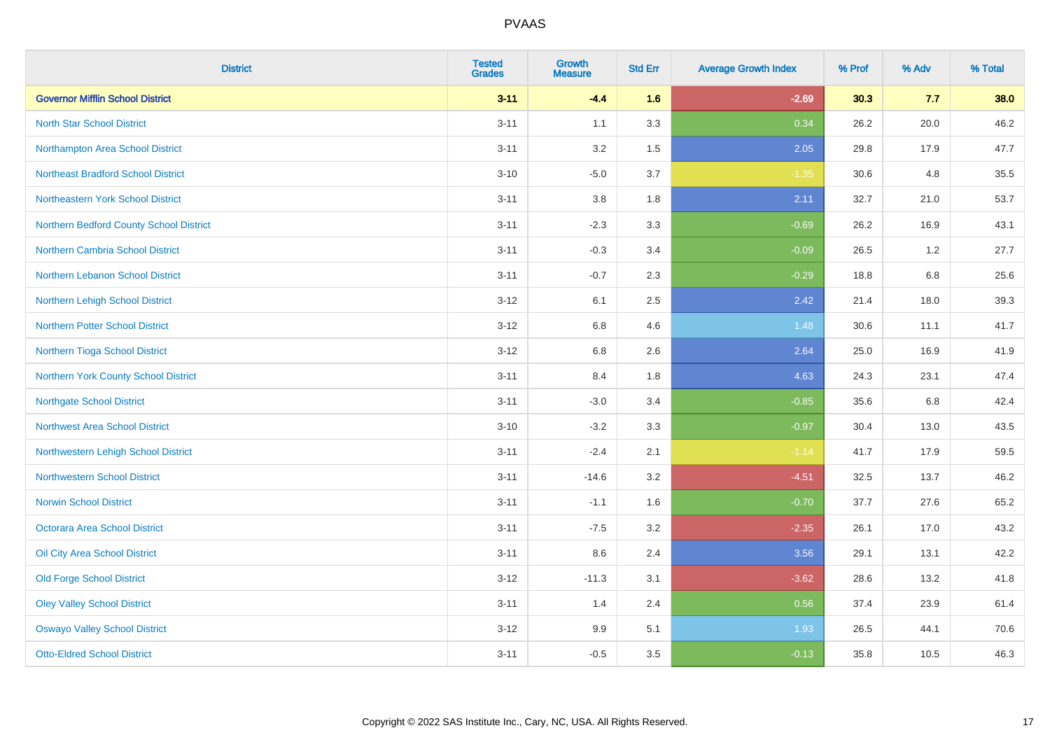| District | Tested Grades | Growth Measure | Std Err | Average Growth Index | % Prof | % Adv | % Total |
|---|---|---|---|---|---|---|---|
| **Governor Mifflin School District** | **3-11** | **-4.4** | **1.6** | **-2.69** | **30.3** | **7.7** | **38.0** |
| North Star School District | 3-11 | 1.1 | 3.3 | 0.34 | 26.2 | 20.0 | 46.2 |
| Northampton Area School District | 3-11 | 3.2 | 1.5 | 2.05 | 29.8 | 17.9 | 47.7 |
| Northeast Bradford School District | 3-10 | -5.0 | 3.7 | -1.35 | 30.6 | 4.8 | 35.5 |
| Northeastern York School District | 3-11 | 3.8 | 1.8 | 2.11 | 32.7 | 21.0 | 53.7 |
| Northern Bedford County School District | 3-11 | -2.3 | 3.3 | -0.69 | 26.2 | 16.9 | 43.1 |
| Northern Cambria School District | 3-11 | -0.3 | 3.4 | -0.09 | 26.5 | 1.2 | 27.7 |
| Northern Lebanon School District | 3-11 | -0.7 | 2.3 | -0.29 | 18.8 | 6.8 | 25.6 |
| Northern Lehigh School District | 3-12 | 6.1 | 2.5 | 2.42 | 21.4 | 18.0 | 39.3 |
| Northern Potter School District | 3-12 | 6.8 | 4.6 | 1.48 | 30.6 | 11.1 | 41.7 |
| Northern Tioga School District | 3-12 | 6.8 | 2.6 | 2.64 | 25.0 | 16.9 | 41.9 |
| Northern York County School District | 3-11 | 8.4 | 1.8 | 4.63 | 24.3 | 23.1 | 47.4 |
| Northgate School District | 3-11 | -3.0 | 3.4 | -0.85 | 35.6 | 6.8 | 42.4 |
| Northwest Area School District | 3-10 | -3.2 | 3.3 | -0.97 | 30.4 | 13.0 | 43.5 |
| Northwestern Lehigh School District | 3-11 | -2.4 | 2.1 | -1.14 | 41.7 | 17.9 | 59.5 |
| Northwestern School District | 3-11 | -14.6 | 3.2 | -4.51 | 32.5 | 13.7 | 46.2 |
| Norwin School District | 3-11 | -1.1 | 1.6 | -0.70 | 37.7 | 27.6 | 65.2 |
| Octorara Area School District | 3-11 | -7.5 | 3.2 | -2.35 | 26.1 | 17.0 | 43.2 |
| Oil City Area School District | 3-11 | 8.6 | 2.4 | 3.56 | 29.1 | 13.1 | 42.2 |
| Old Forge School District | 3-12 | -11.3 | 3.1 | -3.62 | 28.6 | 13.2 | 41.8 |
| Oley Valley School District | 3-11 | 1.4 | 2.4 | 0.56 | 37.4 | 23.9 | 61.4 |
| Oswayo Valley School District | 3-12 | 9.9 | 5.1 | 1.93 | 26.5 | 44.1 | 70.6 |
| Otto-Eldred School District | 3-11 | -0.5 | 3.5 | -0.13 | 35.8 | 10.5 | 46.3 |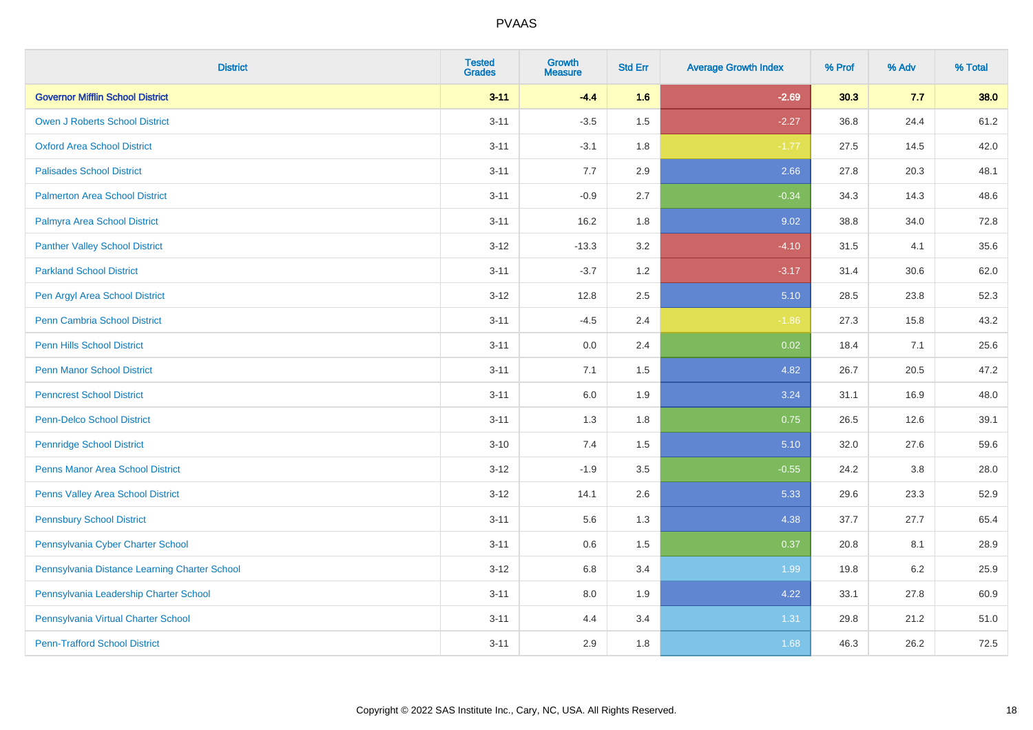| District | Tested Grades | Growth Measure | Std Err | Average Growth Index | % Prof | % Adv | % Total |
|---|---|---|---|---|---|---|---|
| **Governor Mifflin School District** | **3-11** | **-4.4** | **1.6** | **-2.69** | **30.3** | **7.7** | **38.0** |
| Owen J Roberts School District | 3-11 | -3.5 | 1.5 | -2.27 | 36.8 | 24.4 | 61.2 |
| Oxford Area School District | 3-11 | -3.1 | 1.8 | -1.77 | 27.5 | 14.5 | 42.0 |
| Palisades School District | 3-11 | 7.7 | 2.9 | 2.66 | 27.8 | 20.3 | 48.1 |
| Palmerton Area School District | 3-11 | -0.9 | 2.7 | -0.34 | 34.3 | 14.3 | 48.6 |
| Palmyra Area School District | 3-11 | 16.2 | 1.8 | 9.02 | 38.8 | 34.0 | 72.8 |
| Panther Valley School District | 3-12 | -13.3 | 3.2 | -4.10 | 31.5 | 4.1 | 35.6 |
| Parkland School District | 3-11 | -3.7 | 1.2 | -3.17 | 31.4 | 30.6 | 62.0 |
| Pen Argyl Area School District | 3-12 | 12.8 | 2.5 | 5.10 | 28.5 | 23.8 | 52.3 |
| Penn Cambria School District | 3-11 | -4.5 | 2.4 | -1.86 | 27.3 | 15.8 | 43.2 |
| Penn Hills School District | 3-11 | 0.0 | 2.4 | 0.02 | 18.4 | 7.1 | 25.6 |
| Penn Manor School District | 3-11 | 7.1 | 1.5 | 4.82 | 26.7 | 20.5 | 47.2 |
| Penncrest School District | 3-11 | 6.0 | 1.9 | 3.24 | 31.1 | 16.9 | 48.0 |
| Penn-Delco School District | 3-11 | 1.3 | 1.8 | 0.75 | 26.5 | 12.6 | 39.1 |
| Pennridge School District | 3-10 | 7.4 | 1.5 | 5.10 | 32.0 | 27.6 | 59.6 |
| Penns Manor Area School District | 3-12 | -1.9 | 3.5 | -0.55 | 24.2 | 3.8 | 28.0 |
| Penns Valley Area School District | 3-12 | 14.1 | 2.6 | 5.33 | 29.6 | 23.3 | 52.9 |
| Pennsbury School District | 3-11 | 5.6 | 1.3 | 4.38 | 37.7 | 27.7 | 65.4 |
| Pennsylvania Cyber Charter School | 3-11 | 0.6 | 1.5 | 0.37 | 20.8 | 8.1 | 28.9 |
| Pennsylvania Distance Learning Charter School | 3-12 | 6.8 | 3.4 | 1.99 | 19.8 | 6.2 | 25.9 |
| Pennsylvania Leadership Charter School | 3-11 | 8.0 | 1.9 | 4.22 | 33.1 | 27.8 | 60.9 |
| Pennsylvania Virtual Charter School | 3-11 | 4.4 | 3.4 | 1.31 | 29.8 | 21.2 | 51.0 |
| Penn-Trafford School District | 3-11 | 2.9 | 1.8 | 1.68 | 46.3 | 26.2 | 72.5 |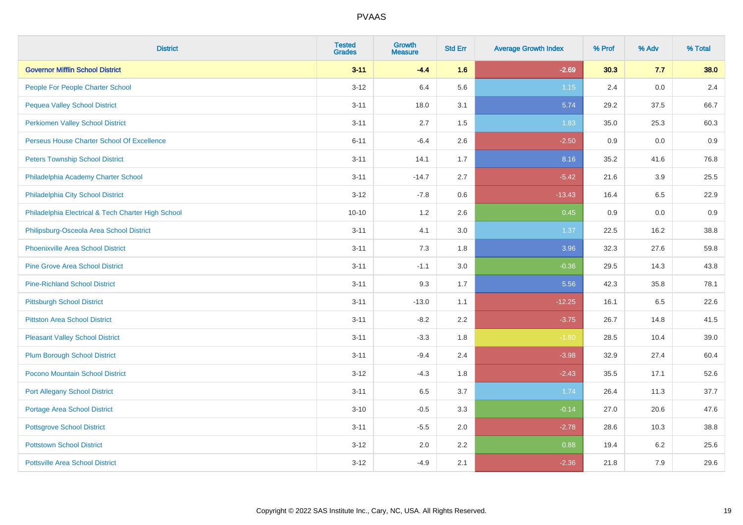# PVAAS

| District | Tested Grades | Growth Measure | Std Err | Average Growth Index | % Prof | % Adv | % Total |
|---|---|---|---|---|---|---|---|
| **Governor Mifflin School District** | **3-11** | **-4.4** | **1.6** | **-2.69** | **30.3** | **7.7** | **38.0** |
| People For People Charter School | 3-12 | 6.4 | 5.6 | 1.15 | 2.4 | 0.0 | 2.4 |
| Pequea Valley School District | 3-11 | 18.0 | 3.1 | 5.74 | 29.2 | 37.5 | 66.7 |
| Perkiomen Valley School District | 3-11 | 2.7 | 1.5 | 1.83 | 35.0 | 25.3 | 60.3 |
| Perseus House Charter School Of Excellence | 6-11 | -6.4 | 2.6 | -2.50 | 0.9 | 0.0 | 0.9 |
| Peters Township School District | 3-11 | 14.1 | 1.7 | 8.16 | 35.2 | 41.6 | 76.8 |
| Philadelphia Academy Charter School | 3-11 | -14.7 | 2.7 | -5.42 | 21.6 | 3.9 | 25.5 |
| Philadelphia City School District | 3-12 | -7.8 | 0.6 | -13.43 | 16.4 | 6.5 | 22.9 |
| Philadelphia Electrical & Tech Charter High School | 10-10 | 1.2 | 2.6 | 0.45 | 0.9 | 0.0 | 0.9 |
| Philipsburg-Osceola Area School District | 3-11 | 4.1 | 3.0 | 1.37 | 22.5 | 16.2 | 38.8 |
| Phoenixville Area School District | 3-11 | 7.3 | 1.8 | 3.96 | 32.3 | 27.6 | 59.8 |
| Pine Grove Area School District | 3-11 | -1.1 | 3.0 | -0.36 | 29.5 | 14.3 | 43.8 |
| Pine-Richland School District | 3-11 | 9.3 | 1.7 | 5.56 | 42.3 | 35.8 | 78.1 |
| Pittsburgh School District | 3-11 | -13.0 | 1.1 | -12.25 | 16.1 | 6.5 | 22.6 |
| Pittston Area School District | 3-11 | -8.2 | 2.2 | -3.75 | 26.7 | 14.8 | 41.5 |
| Pleasant Valley School District | 3-11 | -3.3 | 1.8 | -1.80 | 28.5 | 10.4 | 39.0 |
| Plum Borough School District | 3-11 | -9.4 | 2.4 | -3.98 | 32.9 | 27.4 | 60.4 |
| Pocono Mountain School District | 3-12 | -4.3 | 1.8 | -2.43 | 35.5 | 17.1 | 52.6 |
| Port Allegany School District | 3-11 | 6.5 | 3.7 | 1.74 | 26.4 | 11.3 | 37.7 |
| Portage Area School District | 3-10 | -0.5 | 3.3 | -0.14 | 27.0 | 20.6 | 47.6 |
| Pottsgrove School District | 3-11 | -5.5 | 2.0 | -2.78 | 28.6 | 10.3 | 38.8 |
| Pottstown School District | 3-12 | 2.0 | 2.2 | 0.88 | 19.4 | 6.2 | 25.6 |
| Pottsville Area School District | 3-12 | -4.9 | 2.1 | -2.36 | 21.8 | 7.9 | 29.6 |

Copyright © 2022 SAS Institute Inc., Cary, NC, USA. All Rights Reserved.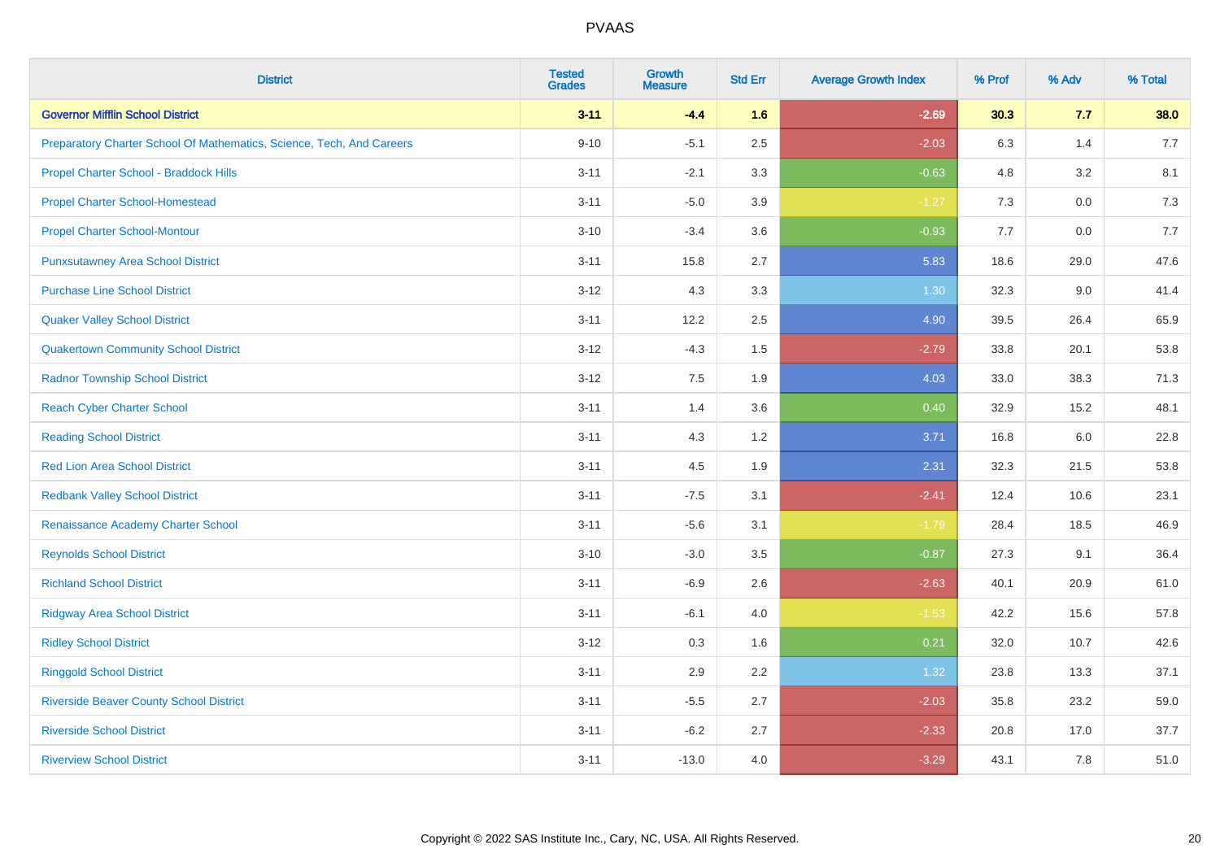| District | Tested Grades | Growth Measure | Std Err | Average Growth Index | % Prof | % Adv | % Total |
|---|---|---|---|---|---|---|---|
| **Governor Mifflin School District** | **3-11** | **-4.4** | **1.6** | **-2.69** | **30.3** | **7.7** | **38.0** |
| Preparatory Charter School Of Mathematics, Science, Tech, And Careers | 9-10 | -5.1 | 2.5 | -2.03 | 6.3 | 1.4 | 7.7 |
| Propel Charter School - Braddock Hills | 3-11 | -2.1 | 3.3 | -0.63 | 4.8 | 3.2 | 8.1 |
| Propel Charter School-Homestead | 3-11 | -5.0 | 3.9 | -1.27 | 7.3 | 0.0 | 7.3 |
| Propel Charter School-Montour | 3-10 | -3.4 | 3.6 | -0.93 | 7.7 | 0.0 | 7.7 |
| Punxsutawney Area School District | 3-11 | 15.8 | 2.7 | 5.83 | 18.6 | 29.0 | 47.6 |
| Purchase Line School District | 3-12 | 4.3 | 3.3 | 1.30 | 32.3 | 9.0 | 41.4 |
| Quaker Valley School District | 3-11 | 12.2 | 2.5 | 4.90 | 39.5 | 26.4 | 65.9 |
| Quakertown Community School District | 3-12 | -4.3 | 1.5 | -2.79 | 33.8 | 20.1 | 53.8 |
| Radnor Township School District | 3-12 | 7.5 | 1.9 | 4.03 | 33.0 | 38.3 | 71.3 |
| Reach Cyber Charter School | 3-11 | 1.4 | 3.6 | 0.40 | 32.9 | 15.2 | 48.1 |
| Reading School District | 3-11 | 4.3 | 1.2 | 3.71 | 16.8 | 6.0 | 22.8 |
| Red Lion Area School District | 3-11 | 4.5 | 1.9 | 2.31 | 32.3 | 21.5 | 53.8 |
| Redbank Valley School District | 3-11 | -7.5 | 3.1 | -2.41 | 12.4 | 10.6 | 23.1 |
| Renaissance Academy Charter School | 3-11 | -5.6 | 3.1 | -1.79 | 28.4 | 18.5 | 46.9 |
| Reynolds School District | 3-10 | -3.0 | 3.5 | -0.87 | 27.3 | 9.1 | 36.4 |
| Richland School District | 3-11 | -6.9 | 2.6 | -2.63 | 40.1 | 20.9 | 61.0 |
| Ridgway Area School District | 3-11 | -6.1 | 4.0 | -1.53 | 42.2 | 15.6 | 57.8 |
| Ridley School District | 3-12 | 0.3 | 1.6 | 0.21 | 32.0 | 10.7 | 42.6 |
| Ringgold School District | 3-11 | 2.9 | 2.2 | 1.32 | 23.8 | 13.3 | 37.1 |
| Riverside Beaver County School District | 3-11 | -5.5 | 2.7 | -2.03 | 35.8 | 23.2 | 59.0 |
| Riverside School District | 3-11 | -6.2 | 2.7 | -2.33 | 20.8 | 17.0 | 37.7 |
| Riverview School District | 3-11 | -13.0 | 4.0 | -3.29 | 43.1 | 7.8 | 51.0 |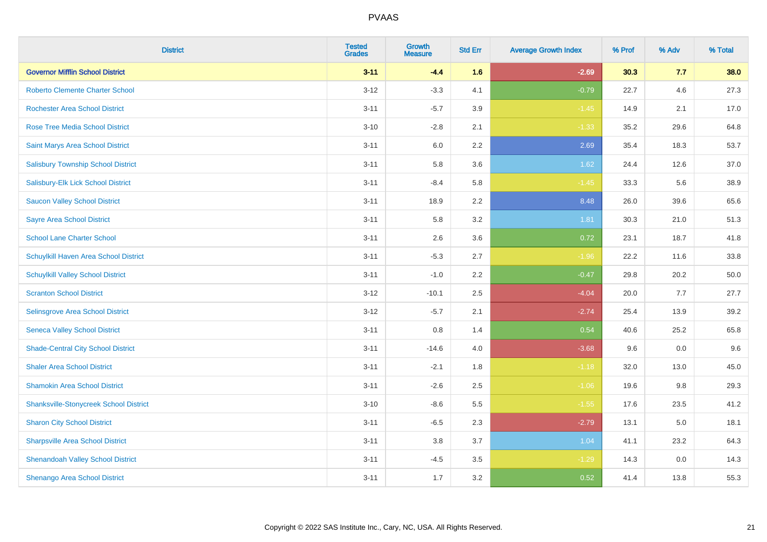| District | Tested Grades | Growth Measure | Std Err | Average Growth Index | % Prof | % Adv | % Total |
|---|---|---|---|---|---|---|---|
| **Governor Mifflin School District** | **3-11** | **-4.4** | **1.6** | **-2.69** | **30.3** | **7.7** | **38.0** |
| Roberto Clemente Charter School | 3-12 | -3.3 | 4.1 | -0.79 | 22.7 | 4.6 | 27.3 |
| Rochester Area School District | 3-11 | -5.7 | 3.9 | -1.45 | 14.9 | 2.1 | 17.0 |
| Rose Tree Media School District | 3-10 | -2.8 | 2.1 | -1.33 | 35.2 | 29.6 | 64.8 |
| Saint Marys Area School District | 3-11 | 6.0 | 2.2 | 2.69 | 35.4 | 18.3 | 53.7 |
| Salisbury Township School District | 3-11 | 5.8 | 3.6 | 1.62 | 24.4 | 12.6 | 37.0 |
| Salisbury-Elk Lick School District | 3-11 | -8.4 | 5.8 | -1.45 | 33.3 | 5.6 | 38.9 |
| Saucon Valley School District | 3-11 | 18.9 | 2.2 | 8.48 | 26.0 | 39.6 | 65.6 |
| Sayre Area School District | 3-11 | 5.8 | 3.2 | 1.81 | 30.3 | 21.0 | 51.3 |
| School Lane Charter School | 3-11 | 2.6 | 3.6 | 0.72 | 23.1 | 18.7 | 41.8 |
| Schuylkill Haven Area School District | 3-11 | -5.3 | 2.7 | -1.96 | 22.2 | 11.6 | 33.8 |
| Schuylkill Valley School District | 3-11 | -1.0 | 2.2 | -0.47 | 29.8 | 20.2 | 50.0 |
| Scranton School District | 3-12 | -10.1 | 2.5 | -4.04 | 20.0 | 7.7 | 27.7 |
| Selinsgrove Area School District | 3-12 | -5.7 | 2.1 | -2.74 | 25.4 | 13.9 | 39.2 |
| Seneca Valley School District | 3-11 | 0.8 | 1.4 | 0.54 | 40.6 | 25.2 | 65.8 |
| Shade-Central City School District | 3-11 | -14.6 | 4.0 | -3.68 | 9.6 | 0.0 | 9.6 |
| Shaler Area School District | 3-11 | -2.1 | 1.8 | -1.18 | 32.0 | 13.0 | 45.0 |
| Shamokin Area School District | 3-11 | -2.6 | 2.5 | -1.06 | 19.6 | 9.8 | 29.3 |
| Shanksville-Stonycreek School District | 3-10 | -8.6 | 5.5 | -1.55 | 17.6 | 23.5 | 41.2 |
| Sharon City School District | 3-11 | -6.5 | 2.3 | -2.79 | 13.1 | 5.0 | 18.1 |
| Sharpsville Area School District | 3-11 | 3.8 | 3.7 | 1.04 | 41.1 | 23.2 | 64.3 |
| Shenandoah Valley School District | 3-11 | -4.5 | 3.5 | -1.29 | 14.3 | 0.0 | 14.3 |
| Shenango Area School District | 3-11 | 1.7 | 3.2 | 0.52 | 41.4 | 13.8 | 55.3 |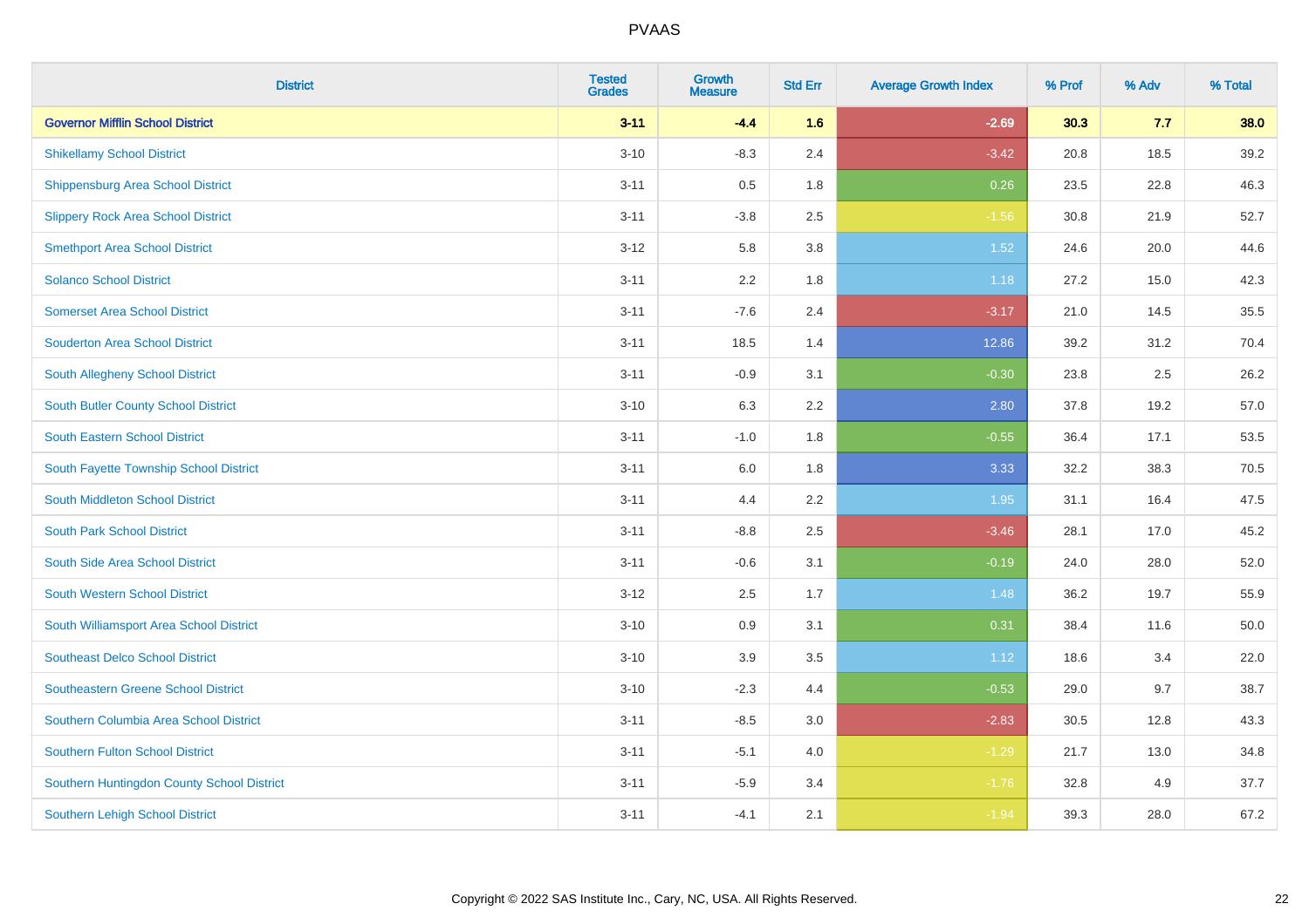# PVAAS

| District | Tested Grades | Growth Measure | Std Err | Average Growth Index | % Prof | % Adv | % Total |
|---|---|---|---|---|---|---|---|
| **Governor Mifflin School District** | **3-11** | **-4.4** | **1.6** | **-2.69** | **30.3** | **7.7** | **38.0** |
| Shikellamy School District | 3-10 | -8.3 | 2.4 | -3.42 | 20.8 | 18.5 | 39.2 |
| Shippensburg Area School District | 3-11 | 0.5 | 1.8 | 0.26 | 23.5 | 22.8 | 46.3 |
| Slippery Rock Area School District | 3-11 | -3.8 | 2.5 | -1.56 | 30.8 | 21.9 | 52.7 |
| Smethport Area School District | 3-12 | 5.8 | 3.8 | 1.52 | 24.6 | 20.0 | 44.6 |
| Solanco School District | 3-11 | 2.2 | 1.8 | 1.18 | 27.2 | 15.0 | 42.3 |
| Somerset Area School District | 3-11 | -7.6 | 2.4 | -3.17 | 21.0 | 14.5 | 35.5 |
| Souderton Area School District | 3-11 | 18.5 | 1.4 | 12.86 | 39.2 | 31.2 | 70.4 |
| South Allegheny School District | 3-11 | -0.9 | 3.1 | -0.30 | 23.8 | 2.5 | 26.2 |
| South Butler County School District | 3-10 | 6.3 | 2.2 | 2.80 | 37.8 | 19.2 | 57.0 |
| South Eastern School District | 3-11 | -1.0 | 1.8 | -0.55 | 36.4 | 17.1 | 53.5 |
| South Fayette Township School District | 3-11 | 6.0 | 1.8 | 3.33 | 32.2 | 38.3 | 70.5 |
| South Middleton School District | 3-11 | 4.4 | 2.2 | 1.95 | 31.1 | 16.4 | 47.5 |
| South Park School District | 3-11 | -8.8 | 2.5 | -3.46 | 28.1 | 17.0 | 45.2 |
| South Side Area School District | 3-11 | -0.6 | 3.1 | -0.19 | 24.0 | 28.0 | 52.0 |
| South Western School District | 3-12 | 2.5 | 1.7 | 1.48 | 36.2 | 19.7 | 55.9 |
| South Williamsport Area School District | 3-10 | 0.9 | 3.1 | 0.31 | 38.4 | 11.6 | 50.0 |
| Southeast Delco School District | 3-10 | 3.9 | 3.5 | 1.12 | 18.6 | 3.4 | 22.0 |
| Southeastern Greene School District | 3-10 | -2.3 | 4.4 | -0.53 | 29.0 | 9.7 | 38.7 |
| Southern Columbia Area School District | 3-11 | -8.5 | 3.0 | -2.83 | 30.5 | 12.8 | 43.3 |
| Southern Fulton School District | 3-11 | -5.1 | 4.0 | -1.29 | 21.7 | 13.0 | 34.8 |
| Southern Huntingdon County School District | 3-11 | -5.9 | 3.4 | -1.76 | 32.8 | 4.9 | 37.7 |
| Southern Lehigh School District | 3-11 | -4.1 | 2.1 | -1.94 | 39.3 | 28.0 | 67.2 |

Copyright © 2022 SAS Institute Inc., Cary, NC, USA. All Rights Reserved.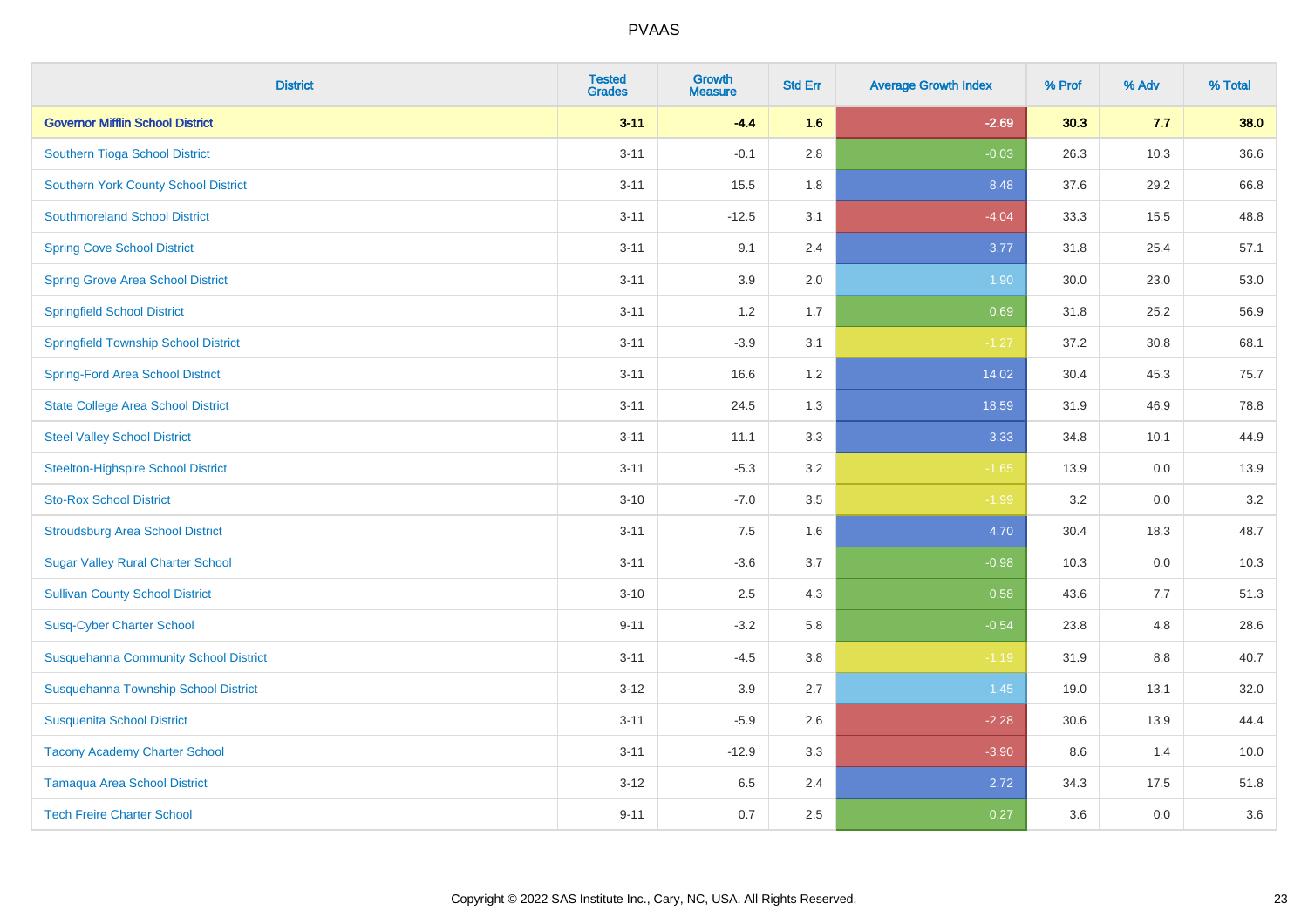| District | Tested Grades | Growth Measure | Std Err | Average Growth Index | % Prof | % Adv | % Total |
|---|---|---|---|---|---|---|---|
| **Governor Mifflin School District** | **3-11** | **-4.4** | **1.6** | **-2.69** | **30.3** | **7.7** | **38.0** |
| Southern Tioga School District | 3-11 | -0.1 | 2.8 | -0.03 | 26.3 | 10.3 | 36.6 |
| Southern York County School District | 3-11 | 15.5 | 1.8 | 8.48 | 37.6 | 29.2 | 66.8 |
| Southmoreland School District | 3-11 | -12.5 | 3.1 | -4.04 | 33.3 | 15.5 | 48.8 |
| Spring Cove School District | 3-11 | 9.1 | 2.4 | 3.77 | 31.8 | 25.4 | 57.1 |
| Spring Grove Area School District | 3-11 | 3.9 | 2.0 | 1.90 | 30.0 | 23.0 | 53.0 |
| Springfield School District | 3-11 | 1.2 | 1.7 | 0.69 | 31.8 | 25.2 | 56.9 |
| Springfield Township School District | 3-11 | -3.9 | 3.1 | -1.27 | 37.2 | 30.8 | 68.1 |
| Spring-Ford Area School District | 3-11 | 16.6 | 1.2 | 14.02 | 30.4 | 45.3 | 75.7 |
| State College Area School District | 3-11 | 24.5 | 1.3 | 18.59 | 31.9 | 46.9 | 78.8 |
| Steel Valley School District | 3-11 | 11.1 | 3.3 | 3.33 | 34.8 | 10.1 | 44.9 |
| Steelton-Highspire School District | 3-11 | -5.3 | 3.2 | -1.65 | 13.9 | 0.0 | 13.9 |
| Sto-Rox School District | 3-10 | -7.0 | 3.5 | -1.99 | 3.2 | 0.0 | 3.2 |
| Stroudsburg Area School District | 3-11 | 7.5 | 1.6 | 4.70 | 30.4 | 18.3 | 48.7 |
| Sugar Valley Rural Charter School | 3-11 | -3.6 | 3.7 | -0.98 | 10.3 | 0.0 | 10.3 |
| Sullivan County School District | 3-10 | 2.5 | 4.3 | 0.58 | 43.6 | 7.7 | 51.3 |
| Susq-Cyber Charter School | 9-11 | -3.2 | 5.8 | -0.54 | 23.8 | 4.8 | 28.6 |
| Susquehanna Community School District | 3-11 | -4.5 | 3.8 | -1.19 | 31.9 | 8.8 | 40.7 |
| Susquehanna Township School District | 3-12 | 3.9 | 2.7 | 1.45 | 19.0 | 13.1 | 32.0 |
| Susquenita School District | 3-11 | -5.9 | 2.6 | -2.28 | 30.6 | 13.9 | 44.4 |
| Tacony Academy Charter School | 3-11 | -12.9 | 3.3 | -3.90 | 8.6 | 1.4 | 10.0 |
| Tamaqua Area School District | 3-12 | 6.5 | 2.4 | 2.72 | 34.3 | 17.5 | 51.8 |
| Tech Freire Charter School | 9-11 | 0.7 | 2.5 | 0.27 | 3.6 | 0.0 | 3.6 |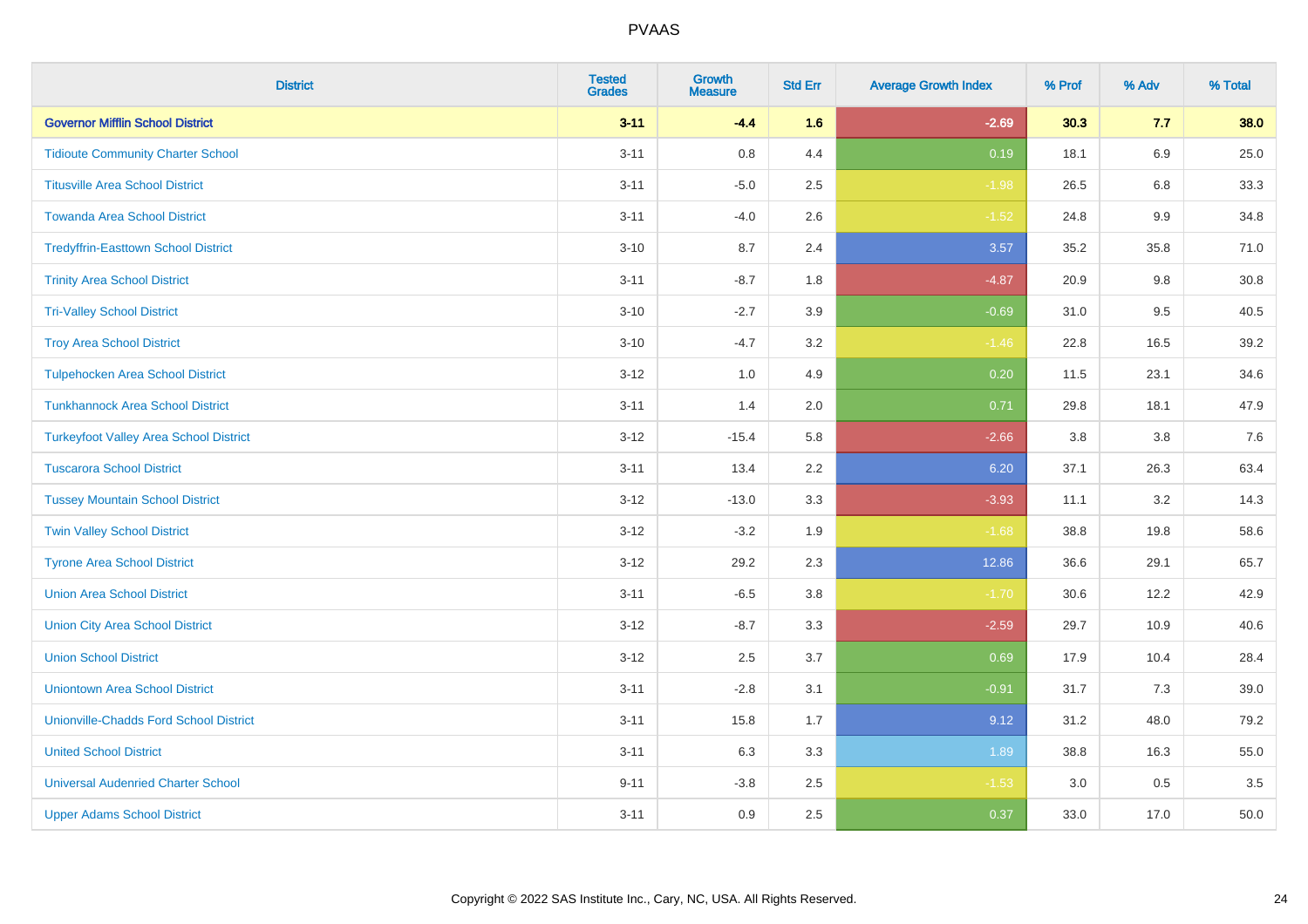# PVAAS

| District | Tested Grades | Growth Measure | Std Err | Average Growth Index | % Prof | % Adv | % Total |
|---|---|---|---|---|---|---|---|
| **Governor Mifflin School District** | **3-11** | **-4.4** | **1.6** | **-2.69** | **30.3** | **7.7** | **38.0** |
| Tidioute Community Charter School | 3-11 | 0.8 | 4.4 | 0.19 | 18.1 | 6.9 | 25.0 |
| Titusville Area School District | 3-11 | -5.0 | 2.5 | -1.98 | 26.5 | 6.8 | 33.3 |
| Towanda Area School District | 3-11 | -4.0 | 2.6 | -1.52 | 24.8 | 9.9 | 34.8 |
| Tredyffrin-Easttown School District | 3-10 | 8.7 | 2.4 | 3.57 | 35.2 | 35.8 | 71.0 |
| Trinity Area School District | 3-11 | -8.7 | 1.8 | -4.87 | 20.9 | 9.8 | 30.8 |
| Tri-Valley School District | 3-10 | -2.7 | 3.9 | -0.69 | 31.0 | 9.5 | 40.5 |
| Troy Area School District | 3-10 | -4.7 | 3.2 | -1.46 | 22.8 | 16.5 | 39.2 |
| Tulpehocken Area School District | 3-12 | 1.0 | 4.9 | 0.20 | 11.5 | 23.1 | 34.6 |
| Tunkhannock Area School District | 3-11 | 1.4 | 2.0 | 0.71 | 29.8 | 18.1 | 47.9 |
| Turkeyfoot Valley Area School District | 3-12 | -15.4 | 5.8 | -2.66 | 3.8 | 3.8 | 7.6 |
| Tuscarora School District | 3-11 | 13.4 | 2.2 | 6.20 | 37.1 | 26.3 | 63.4 |
| Tussey Mountain School District | 3-12 | -13.0 | 3.3 | -3.93 | 11.1 | 3.2 | 14.3 |
| Twin Valley School District | 3-12 | -3.2 | 1.9 | -1.68 | 38.8 | 19.8 | 58.6 |
| Tyrone Area School District | 3-12 | 29.2 | 2.3 | 12.86 | 36.6 | 29.1 | 65.7 |
| Union Area School District | 3-11 | -6.5 | 3.8 | -1.70 | 30.6 | 12.2 | 42.9 |
| Union City Area School District | 3-12 | -8.7 | 3.3 | -2.59 | 29.7 | 10.9 | 40.6 |
| Union School District | 3-12 | 2.5 | 3.7 | 0.69 | 17.9 | 10.4 | 28.4 |
| Uniontown Area School District | 3-11 | -2.8 | 3.1 | -0.91 | 31.7 | 7.3 | 39.0 |
| Unionville-Chadds Ford School District | 3-11 | 15.8 | 1.7 | 9.12 | 31.2 | 48.0 | 79.2 |
| United School District | 3-11 | 6.3 | 3.3 | 1.89 | 38.8 | 16.3 | 55.0 |
| Universal Audenried Charter School | 9-11 | -3.8 | 2.5 | -1.53 | 3.0 | 0.5 | 3.5 |
| Upper Adams School District | 3-11 | 0.9 | 2.5 | 0.37 | 33.0 | 17.0 | 50.0 |

Copyright © 2022 SAS Institute Inc., Cary, NC, USA. All Rights Reserved.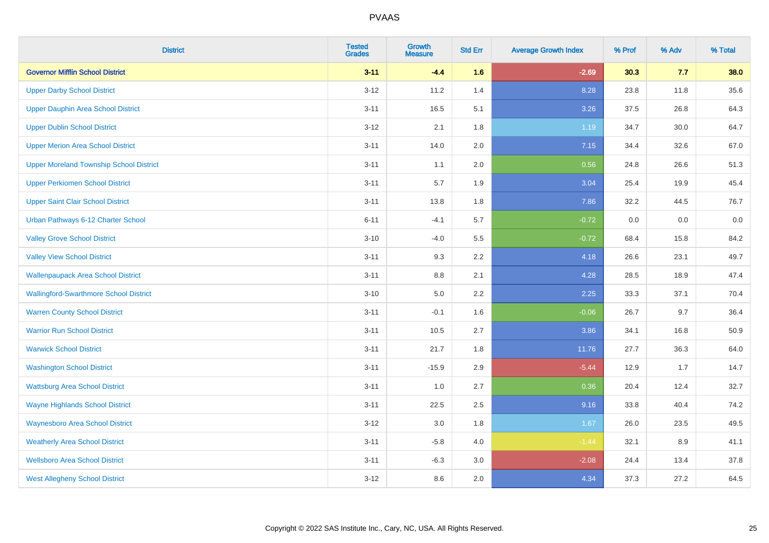| District | Tested Grades | Growth Measure | Std Err | Average Growth Index | % Prof | % Adv | % Total |
|---|---|---|---|---|---|---|---|
| **Governor Mifflin School District** | **3-11** | **-4.4** | **1.6** | **-2.69** | **30.3** | **7.7** | **38.0** |
| Upper Darby School District | 3-12 | 11.2 | 1.4 | 8.28 | 23.8 | 11.8 | 35.6 |
| Upper Dauphin Area School District | 3-11 | 16.5 | 5.1 | 3.26 | 37.5 | 26.8 | 64.3 |
| Upper Dublin School District | 3-12 | 2.1 | 1.8 | 1.19 | 34.7 | 30.0 | 64.7 |
| Upper Merion Area School District | 3-11 | 14.0 | 2.0 | 7.15 | 34.4 | 32.6 | 67.0 |
| Upper Moreland Township School District | 3-11 | 1.1 | 2.0 | 0.56 | 24.8 | 26.6 | 51.3 |
| Upper Perkiomen School District | 3-11 | 5.7 | 1.9 | 3.04 | 25.4 | 19.9 | 45.4 |
| Upper Saint Clair School District | 3-11 | 13.8 | 1.8 | 7.86 | 32.2 | 44.5 | 76.7 |
| Urban Pathways 6-12 Charter School | 6-11 | -4.1 | 5.7 | -0.72 | 0.0 | 0.0 | 0.0 |
| Valley Grove School District | 3-10 | -4.0 | 5.5 | -0.72 | 68.4 | 15.8 | 84.2 |
| Valley View School District | 3-11 | 9.3 | 2.2 | 4.18 | 26.6 | 23.1 | 49.7 |
| Wallenpaupack Area School District | 3-11 | 8.8 | 2.1 | 4.28 | 28.5 | 18.9 | 47.4 |
| Wallingford-Swarthmore School District | 3-10 | 5.0 | 2.2 | 2.25 | 33.3 | 37.1 | 70.4 |
| Warren County School District | 3-11 | -0.1 | 1.6 | -0.06 | 26.7 | 9.7 | 36.4 |
| Warrior Run School District | 3-11 | 10.5 | 2.7 | 3.86 | 34.1 | 16.8 | 50.9 |
| Warwick School District | 3-11 | 21.7 | 1.8 | 11.76 | 27.7 | 36.3 | 64.0 |
| Washington School District | 3-11 | -15.9 | 2.9 | -5.44 | 12.9 | 1.7 | 14.7 |
| Wattsburg Area School District | 3-11 | 1.0 | 2.7 | 0.36 | 20.4 | 12.4 | 32.7 |
| Wayne Highlands School District | 3-11 | 22.5 | 2.5 | 9.16 | 33.8 | 40.4 | 74.2 |
| Waynesboro Area School District | 3-12 | 3.0 | 1.8 | 1.67 | 26.0 | 23.5 | 49.5 |
| Weatherly Area School District | 3-11 | -5.8 | 4.0 | -1.44 | 32.1 | 8.9 | 41.1 |
| Wellsboro Area School District | 3-11 | -6.3 | 3.0 | -2.08 | 24.4 | 13.4 | 37.8 |
| West Allegheny School District | 3-12 | 8.6 | 2.0 | 4.34 | 37.3 | 27.2 | 64.5 |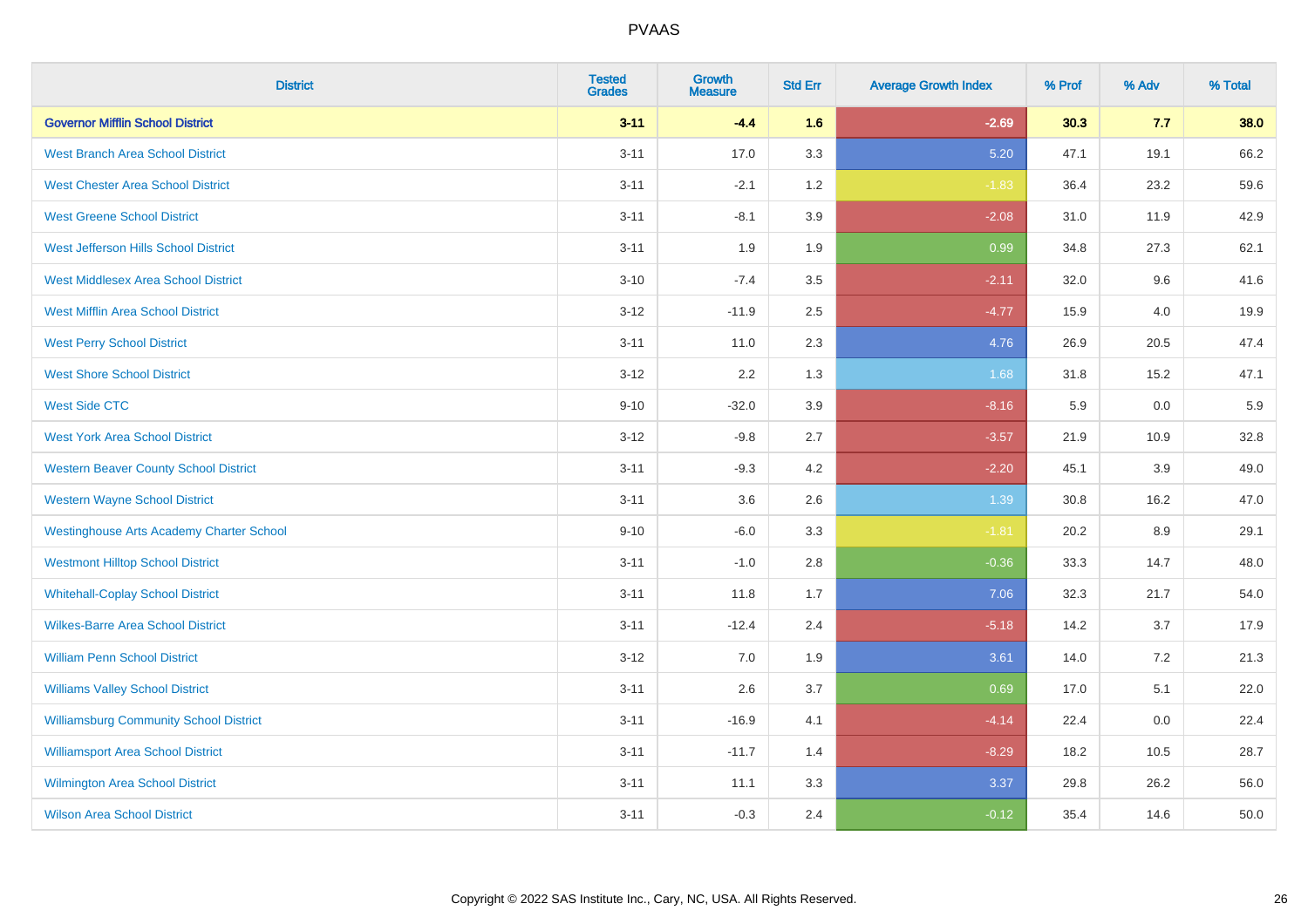| District | Tested Grades | Growth Measure | Std Err | Average Growth Index | % Prof | % Adv | % Total |
|---|---|---|---|---|---|---|---|
| **Governor Mifflin School District** | **3-11** | **-4.4** | **1.6** | **-2.69** | **30.3** | **7.7** | **38.0** |
| West Branch Area School District | 3-11 | 17.0 | 3.3 | 5.20 | 47.1 | 19.1 | 66.2 |
| West Chester Area School District | 3-11 | -2.1 | 1.2 | -1.83 | 36.4 | 23.2 | 59.6 |
| West Greene School District | 3-11 | -8.1 | 3.9 | -2.08 | 31.0 | 11.9 | 42.9 |
| West Jefferson Hills School District | 3-11 | 1.9 | 1.9 | 0.99 | 34.8 | 27.3 | 62.1 |
| West Middlesex Area School District | 3-10 | -7.4 | 3.5 | -2.11 | 32.0 | 9.6 | 41.6 |
| West Mifflin Area School District | 3-12 | -11.9 | 2.5 | -4.77 | 15.9 | 4.0 | 19.9 |
| West Perry School District | 3-11 | 11.0 | 2.3 | 4.76 | 26.9 | 20.5 | 47.4 |
| West Shore School District | 3-12 | 2.2 | 1.3 | 1.68 | 31.8 | 15.2 | 47.1 |
| West Side CTC | 9-10 | -32.0 | 3.9 | -8.16 | 5.9 | 0.0 | 5.9 |
| West York Area School District | 3-12 | -9.8 | 2.7 | -3.57 | 21.9 | 10.9 | 32.8 |
| Western Beaver County School District | 3-11 | -9.3 | 4.2 | -2.20 | 45.1 | 3.9 | 49.0 |
| Western Wayne School District | 3-11 | 3.6 | 2.6 | 1.39 | 30.8 | 16.2 | 47.0 |
| Westinghouse Arts Academy Charter School | 9-10 | -6.0 | 3.3 | -1.81 | 20.2 | 8.9 | 29.1 |
| Westmont Hilltop School District | 3-11 | -1.0 | 2.8 | -0.36 | 33.3 | 14.7 | 48.0 |
| Whitehall-Coplay School District | 3-11 | 11.8 | 1.7 | 7.06 | 32.3 | 21.7 | 54.0 |
| Wilkes-Barre Area School District | 3-11 | -12.4 | 2.4 | -5.18 | 14.2 | 3.7 | 17.9 |
| William Penn School District | 3-12 | 7.0 | 1.9 | 3.61 | 14.0 | 7.2 | 21.3 |
| Williams Valley School District | 3-11 | 2.6 | 3.7 | 0.69 | 17.0 | 5.1 | 22.0 |
| Williamsburg Community School District | 3-11 | -16.9 | 4.1 | -4.14 | 22.4 | 0.0 | 22.4 |
| Williamsport Area School District | 3-11 | -11.7 | 1.4 | -8.29 | 18.2 | 10.5 | 28.7 |
| Wilmington Area School District | 3-11 | 11.1 | 3.3 | 3.37 | 29.8 | 26.2 | 56.0 |
| Wilson Area School District | 3-11 | -0.3 | 2.4 | -0.12 | 35.4 | 14.6 | 50.0 |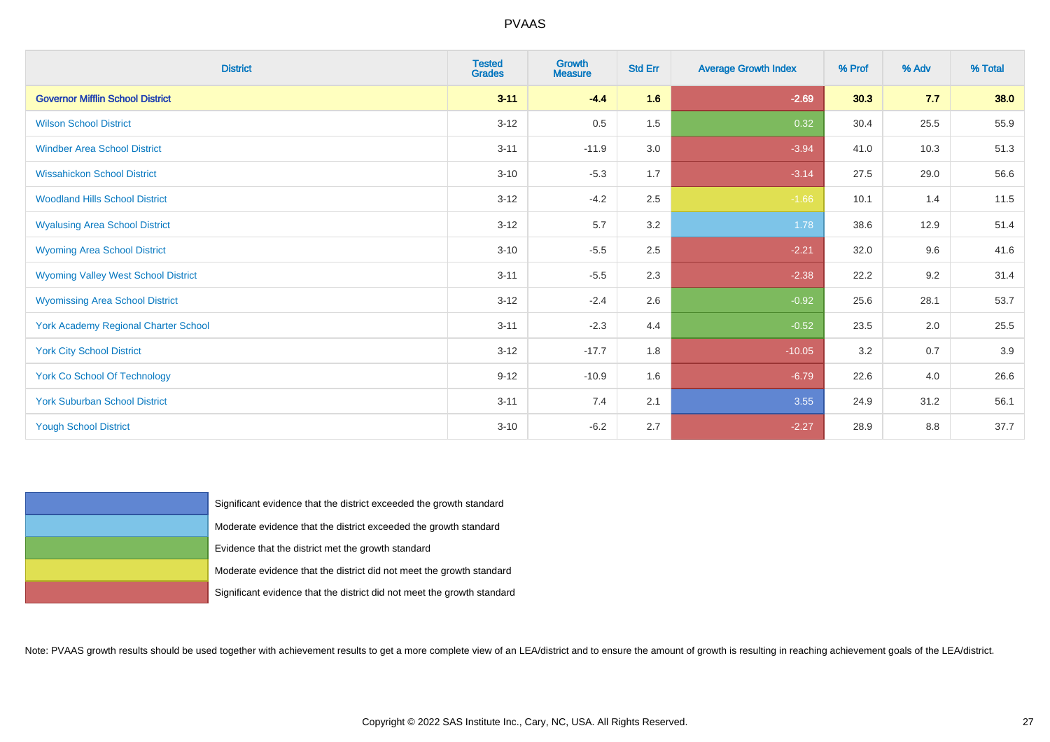# PVAAS

| District | Tested Grades | Growth Measure | Std Err | Average Growth Index | % Prof | % Adv | % Total |
|---|---|---|---|---|---|---|---|
| **Governor Mifflin School District** | **3-11** | **-4.4** | **1.6** | **-2.69** | **30.3** | **7.7** | **38.0** |
| Wilson School District | 3-12 | 0.5 | 1.5 | 0.32 | 30.4 | 25.5 | 55.9 |
| Windber Area School District | 3-11 | -11.9 | 3.0 | -3.94 | 41.0 | 10.3 | 51.3 |
| Wissahickon School District | 3-10 | -5.3 | 1.7 | -3.14 | 27.5 | 29.0 | 56.6 |
| Woodland Hills School District | 3-12 | -4.2 | 2.5 | -1.66 | 10.1 | 1.4 | 11.5 |
| Wyalusing Area School District | 3-12 | 5.7 | 3.2 | 1.78 | 38.6 | 12.9 | 51.4 |
| Wyoming Area School District | 3-10 | -5.5 | 2.5 | -2.21 | 32.0 | 9.6 | 41.6 |
| Wyoming Valley West School District | 3-11 | -5.5 | 2.3 | -2.38 | 22.2 | 9.2 | 31.4 |
| Wyomissing Area School District | 3-12 | -2.4 | 2.6 | -0.92 | 25.6 | 28.1 | 53.7 |
| York Academy Regional Charter School | 3-11 | -2.3 | 4.4 | -0.52 | 23.5 | 2.0 | 25.5 |
| York City School District | 3-12 | -17.7 | 1.8 | -10.05 | 3.2 | 0.7 | 3.9 |
| York Co School Of Technology | 9-12 | -10.9 | 1.6 | -6.79 | 22.6 | 4.0 | 26.6 |
| York Suburban School District | 3-11 | 7.4 | 2.1 | 3.55 | 24.9 | 31.2 | 56.1 |
| Yough School District | 3-10 | -6.2 | 2.7 | -2.27 | 28.9 | 8.8 | 37.7 |

Significant evidence that the district exceeded the growth standard

Moderate evidence that the district exceeded the growth standard

Evidence that the district met the growth standard

Moderate evidence that the district did not meet the growth standard

Significant evidence that the district did not meet the growth standard

Note: PVAAS growth results should be used together with achievement results to get a more complete view of an LEA/district and to ensure the amount of growth is resulting in reaching achievement goals of the LEA/district.

Copyright © 2022 SAS Institute Inc., Cary, NC, USA. All Rights Reserved.